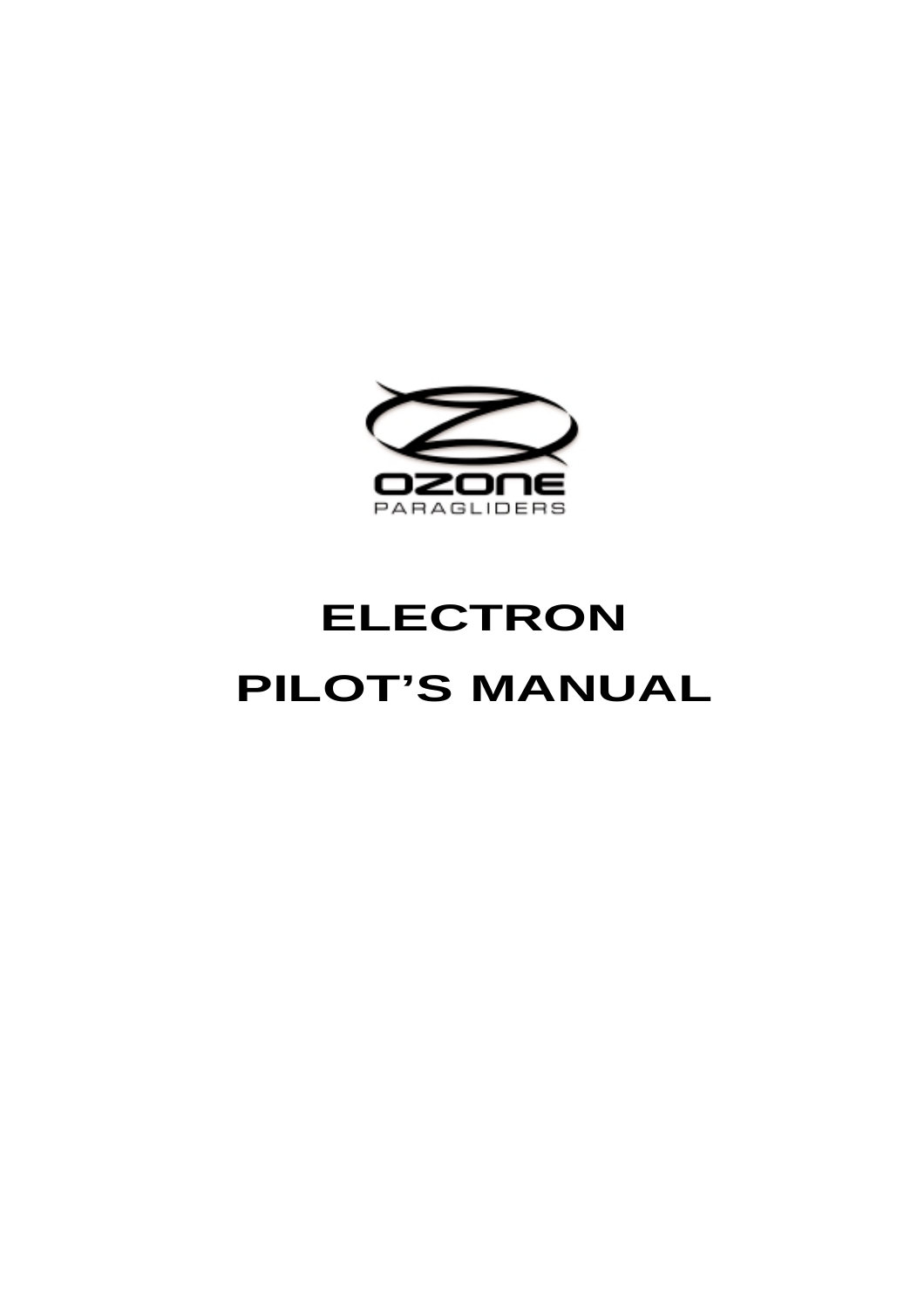OZONE

PARAGLIDERS

# ELECTRON

# PILOT'S MANUAL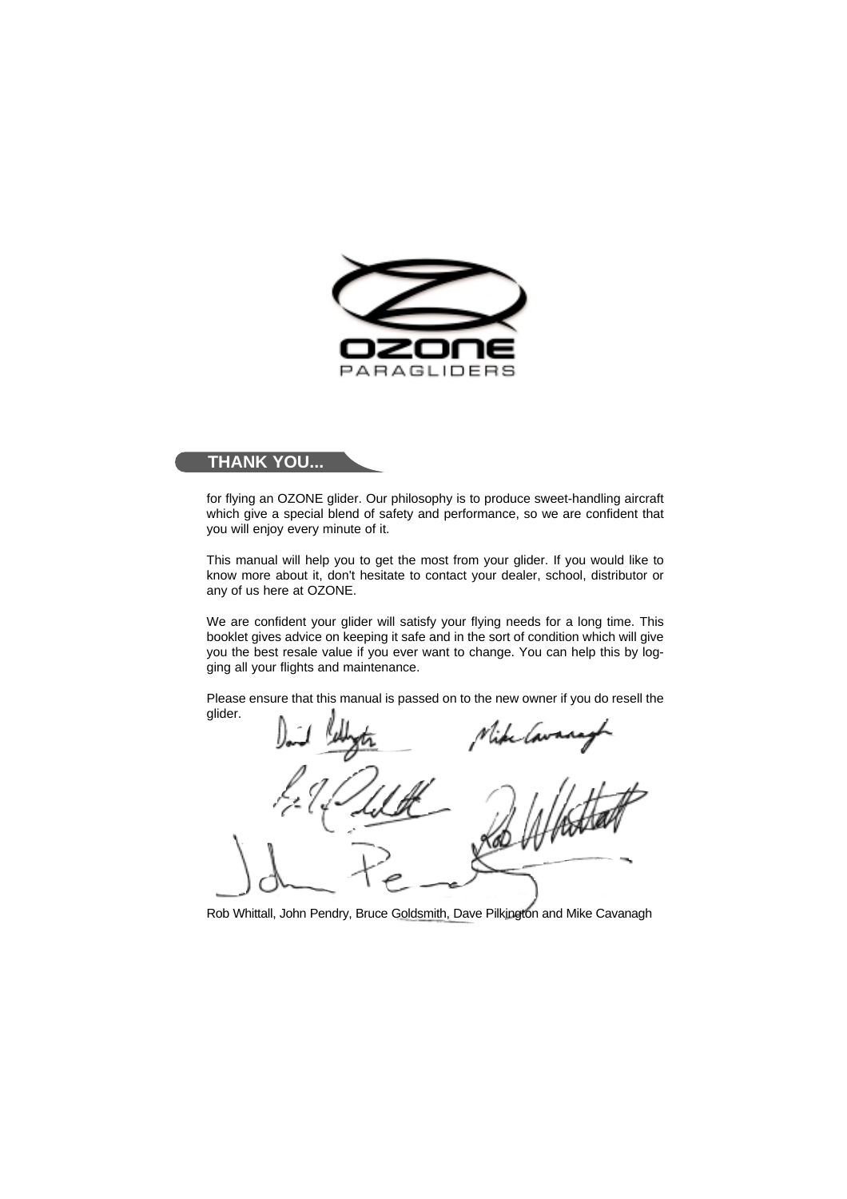OZONE PARAGLIDERS

## THANK YOU...

for flying an OZONE glider. Our philosophy is to produce sweet-handling aircraft which give a special blend of safety and performance, so we are confident that you will enjoy every minute of it.

This manual will help you to get the most from your glider. If you would like to know more about it, don't hesitate to contact your dealer, school, distributor or any of us here at OZONE.

We are confident your glider will satisfy your flying needs for a long time. This booklet gives advice on keeping it safe and in the sort of condition which will give you the best resale value if you ever want to change. You can help this by logging all your flights and maintenance.

Please ensure that this manual is passed on to the new owner if you do resell the glider.

Rob Whittall, John Pendry, Bruce Goldsmith, Dave Pilkington and Mike Cavanagh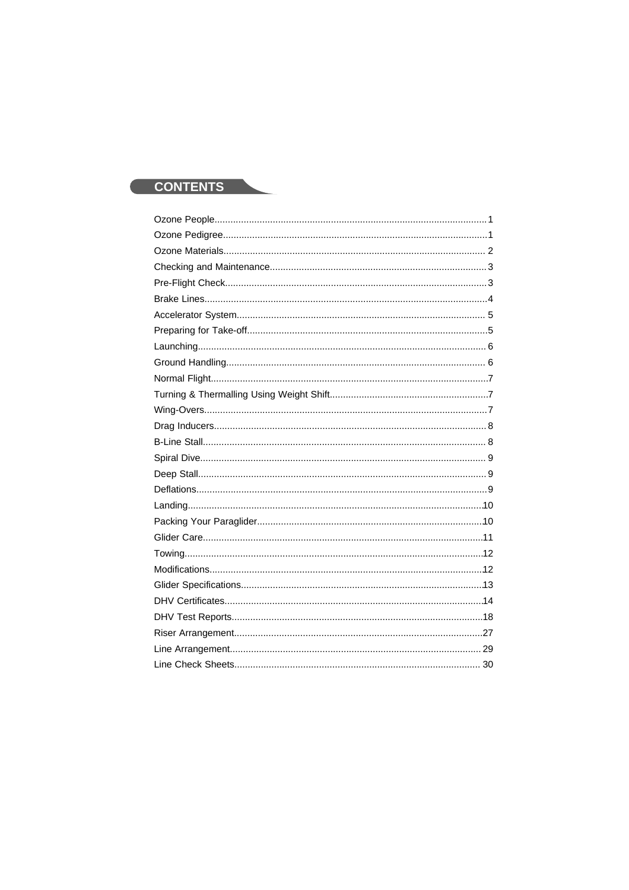## CONTENTS

Ozone People......................................................................................................1
Ozone Pedigree...................................................................................................1
Ozone Materials.................................................................................................. 2
Checking and Maintenance.................................................................................3
Pre-Flight Check..................................................................................................3
Brake Lines..........................................................................................................4
Accelerator System............................................................................................. 5
Preparing for Take-off..........................................................................................5
Launching............................................................................................................ 6
Ground Handling................................................................................................. 6
Normal Flight........................................................................................................7
Turning & Thermalling Using Weight Shift...........................................................7
Wing-Overs..........................................................................................................7
Drag Inducers...................................................................................................... 8
B-Line Stall.......................................................................................................... 8
Spiral Dive........................................................................................................... 9
Deep Stall............................................................................................................ 9
Deflations.............................................................................................................9
Landing..............................................................................................................10
Packing Your Paraglider....................................................................................10
Glider Care.........................................................................................................11
Towing................................................................................................................12
Modifications.......................................................................................................12
Glider Specifications..........................................................................................13
DHV Certificates.................................................................................................14
DHV Test Reports..............................................................................................18
Riser Arrangement.............................................................................................27
Line Arrangement.............................................................................................. 29
Line Check Sheets............................................................................................ 30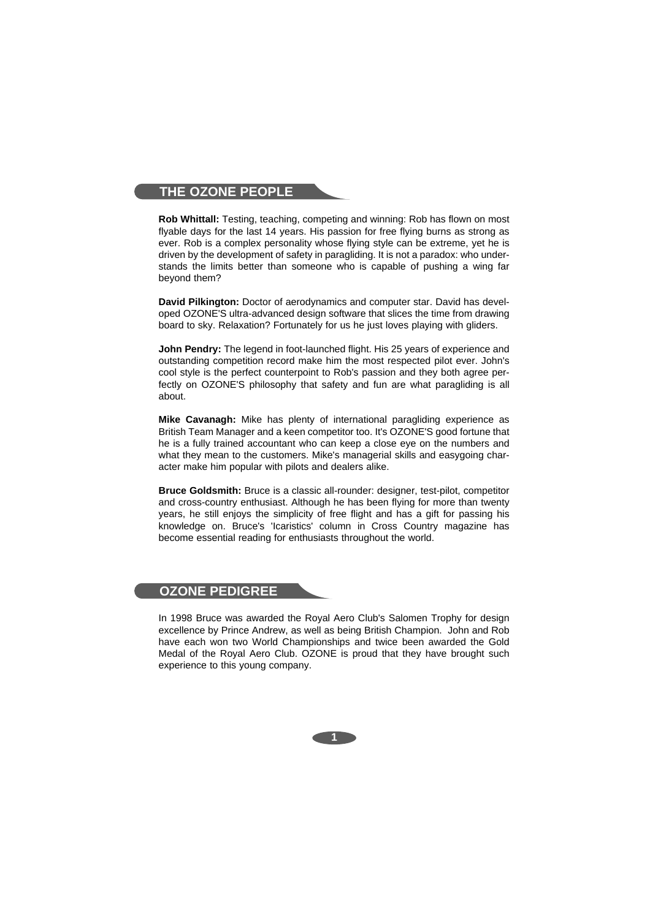## THE OZONE PEOPLE

**Rob Whittall:** Testing, teaching, competing and winning: Rob has flown on most flyable days for the last 14 years. His passion for free flying burns as strong as ever. Rob is a complex personality whose flying style can be extreme, yet he is driven by the development of safety in paragliding. It is not a paradox: who understands the limits better than someone who is capable of pushing a wing far beyond them?

**David Pilkington:** Doctor of aerodynamics and computer star. David has developed OZONE'S ultra-advanced design software that slices the time from drawing board to sky. Relaxation? Fortunately for us he just loves playing with gliders.

**John Pendry:** The legend in foot-launched flight. His 25 years of experience and outstanding competition record make him the most respected pilot ever. John's cool style is the perfect counterpoint to Rob's passion and they both agree perfectly on OZONE'S philosophy that safety and fun are what paragliding is all about.

**Mike Cavanagh:** Mike has plenty of international paragliding experience as British Team Manager and a keen competitor too. It's OZONE'S good fortune that he is a fully trained accountant who can keep a close eye on the numbers and what they mean to the customers. Mike's managerial skills and easygoing character make him popular with pilots and dealers alike.

**Bruce Goldsmith:** Bruce is a classic all-rounder: designer, test-pilot, competitor and cross-country enthusiast. Although he has been flying for more than twenty years, he still enjoys the simplicity of free flight and has a gift for passing his knowledge on. Bruce's 'Icaristics' column in Cross Country magazine has become essential reading for enthusiasts throughout the world.

## OZONE PEDIGREE

In 1998 Bruce was awarded the Royal Aero Club's Salomen Trophy for design excellence by Prince Andrew, as well as being British Champion. John and Rob have each won two World Championships and twice been awarded the Gold Medal of the Royal Aero Club. OZONE is proud that they have brought such experience to this young company.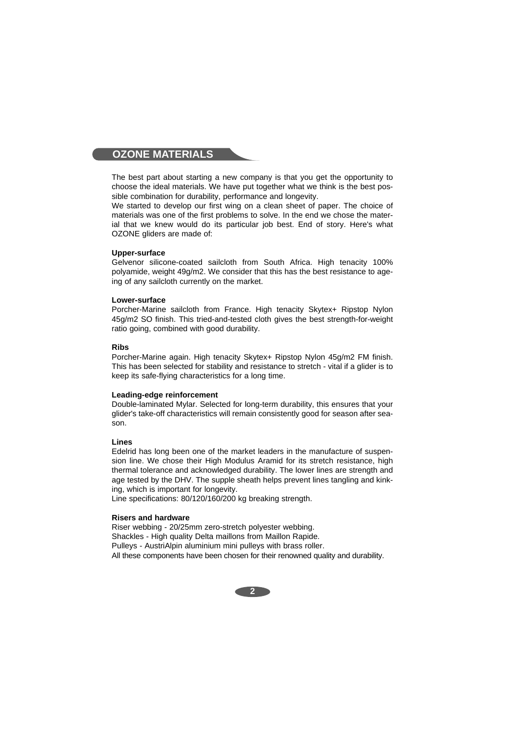## OZONE MATERIALS

The best part about starting a new company is that you get the opportunity to choose the ideal materials. We have put together what we think is the best possible combination for durability, performance and longevity.
We started to develop our first wing on a clean sheet of paper. The choice of materials was one of the first problems to solve. In the end we chose the material that we knew would do its particular job best. End of story. Here's what OZONE gliders are made of:

**Upper-surface**
Gelvenor silicone-coated sailcloth from South Africa. High tenacity 100% polyamide, weight 49g/m2. We consider that this has the best resistance to ageing of any sailcloth currently on the market.

**Lower-surface**
Porcher-Marine sailcloth from France. High tenacity Skytex+ Ripstop Nylon 45g/m2 SO finish. This tried-and-tested cloth gives the best strength-for-weight ratio going, combined with good durability.

**Ribs**
Porcher-Marine again. High tenacity Skytex+ Ripstop Nylon 45g/m2 FM finish. This has been selected for stability and resistance to stretch - vital if a glider is to keep its safe-flying characteristics for a long time.

**Leading-edge reinforcement**
Double-laminated Mylar. Selected for long-term durability, this ensures that your glider's take-off characteristics will remain consistently good for season after season.

**Lines**
Edelrid has long been one of the market leaders in the manufacture of suspension line. We chose their High Modulus Aramid for its stretch resistance, high thermal tolerance and acknowledged durability. The lower lines are strength and age tested by the DHV. The supple sheath helps prevent lines tangling and kinking, which is important for longevity.
Line specifications: 80/120/160/200 kg breaking strength.

**Risers and hardware**
Riser webbing - 20/25mm zero-stretch polyester webbing.
Shackles - High quality Delta maillons from Maillon Rapide.
Pulleys - AustriAlpin aluminium mini pulleys with brass roller.
All these components have been chosen for their renowned quality and durability.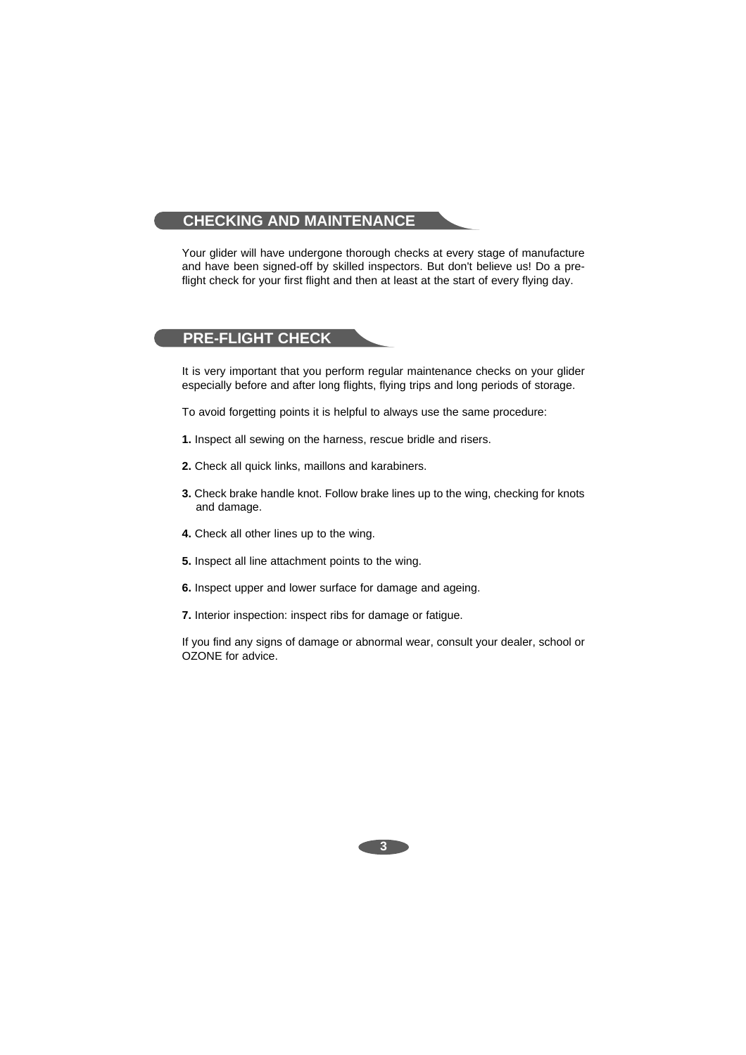## CHECKING AND MAINTENANCE

Your glider will have undergone thorough checks at every stage of manufacture and have been signed-off by skilled inspectors. But don't believe us! Do a pre-flight check for your first flight and then at least at the start of every flying day.

## PRE-FLIGHT CHECK

It is very important that you perform regular maintenance checks on your glider especially before and after long flights, flying trips and long periods of storage.

To avoid forgetting points it is helpful to always use the same procedure:

**1.** Inspect all sewing on the harness, rescue bridle and risers.

**2.** Check all quick links, maillons and karabiners.

**3.** Check brake handle knot. Follow brake lines up to the wing, checking for knots and damage.

**4.** Check all other lines up to the wing.

**5.** Inspect all line attachment points to the wing.

**6.** Inspect upper and lower surface for damage and ageing.

**7.** Interior inspection: inspect ribs for damage or fatigue.

If you find any signs of damage or abnormal wear, consult your dealer, school or OZONE for advice.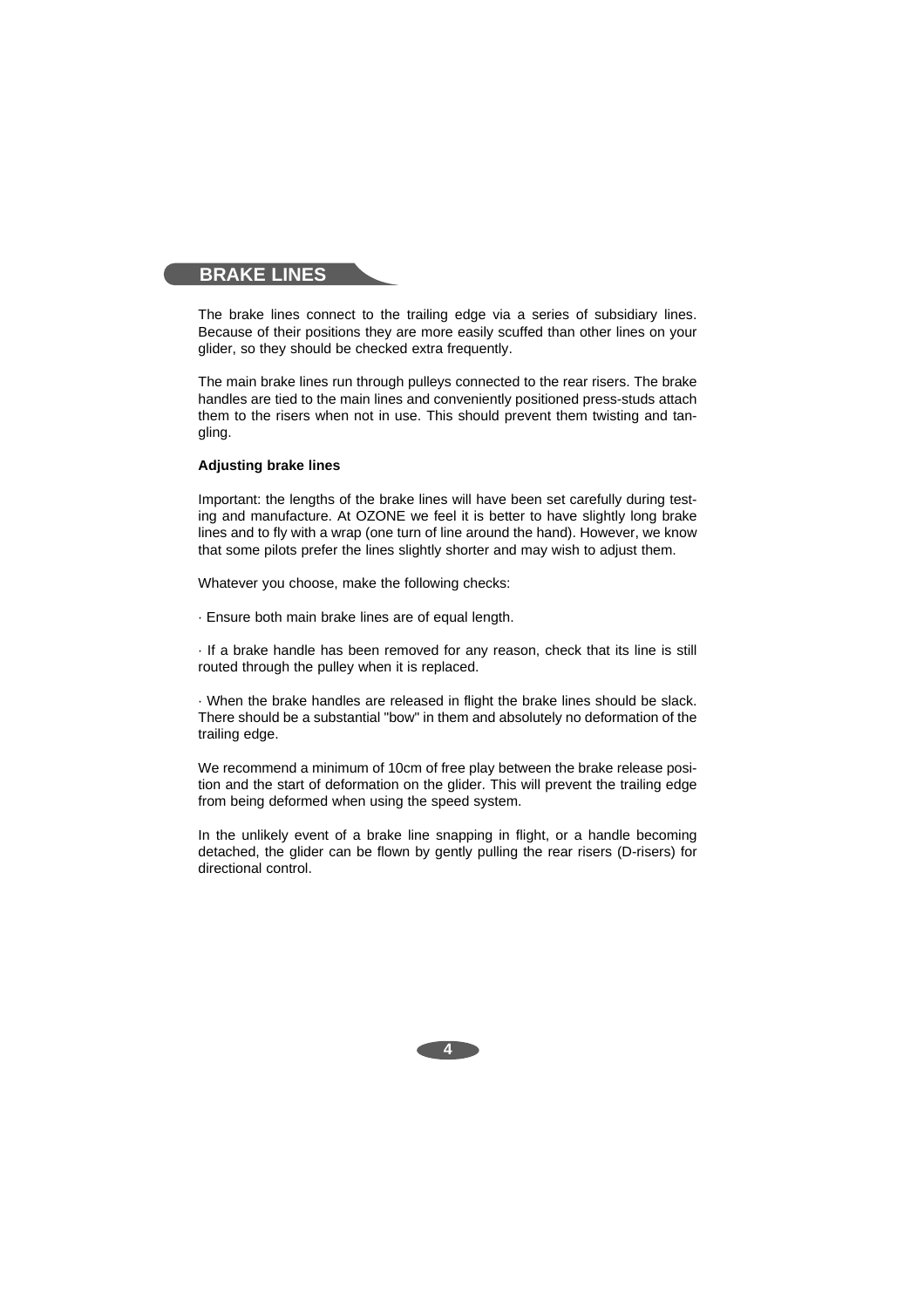## BRAKE LINES

The brake lines connect to the trailing edge via a series of subsidiary lines. Because of their positions they are more easily scuffed than other lines on your glider, so they should be checked extra frequently.

The main brake lines run through pulleys connected to the rear risers. The brake handles are tied to the main lines and conveniently positioned press-studs attach them to the risers when not in use. This should prevent them twisting and tangling.

**Adjusting brake lines**

Important: the lengths of the brake lines will have been set carefully during testing and manufacture. At OZONE we feel it is better to have slightly long brake lines and to fly with a wrap (one turn of line around the hand). However, we know that some pilots prefer the lines slightly shorter and may wish to adjust them.

Whatever you choose, make the following checks:

· Ensure both main brake lines are of equal length.

· If a brake handle has been removed for any reason, check that its line is still routed through the pulley when it is replaced.

· When the brake handles are released in flight the brake lines should be slack. There should be a substantial "bow" in them and absolutely no deformation of the trailing edge.

We recommend a minimum of 10cm of free play between the brake release position and the start of deformation on the glider. This will prevent the trailing edge from being deformed when using the speed system.

In the unlikely event of a brake line snapping in flight, or a handle becoming detached, the glider can be flown by gently pulling the rear risers (D-risers) for directional control.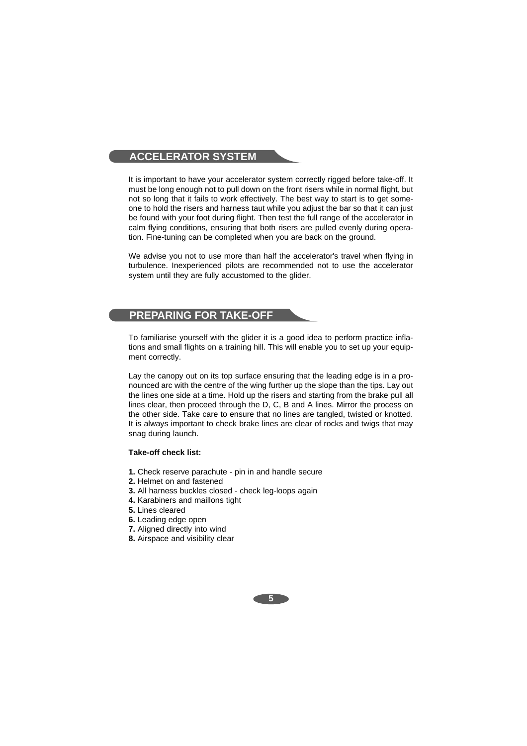## ACCELERATOR SYSTEM

It is important to have your accelerator system correctly rigged before take-off. It must be long enough not to pull down on the front risers while in normal flight, but not so long that it fails to work effectively. The best way to start is to get someone to hold the risers and harness taut while you adjust the bar so that it can just be found with your foot during flight. Then test the full range of the accelerator in calm flying conditions, ensuring that both risers are pulled evenly during operation. Fine-tuning can be completed when you are back on the ground.

We advise you not to use more than half the accelerator's travel when flying in turbulence. Inexperienced pilots are recommended not to use the accelerator system until they are fully accustomed to the glider.

## PREPARING FOR TAKE-OFF

To familiarise yourself with the glider it is a good idea to perform practice inflations and small flights on a training hill. This will enable you to set up your equipment correctly.

Lay the canopy out on its top surface ensuring that the leading edge is in a pronounced arc with the centre of the wing further up the slope than the tips. Lay out the lines one side at a time. Hold up the risers and starting from the brake pull all lines clear, then proceed through the D, C, B and A lines. Mirror the process on the other side. Take care to ensure that no lines are tangled, twisted or knotted. It is always important to check brake lines are clear of rocks and twigs that may snag during launch.

**Take-off check list:**

**1.** Check reserve parachute - pin in and handle secure
**2.** Helmet on and fastened
**3.** All harness buckles closed - check leg-loops again
**4.** Karabiners and maillons tight
**5.** Lines cleared
**6.** Leading edge open
**7.** Aligned directly into wind
**8.** Airspace and visibility clear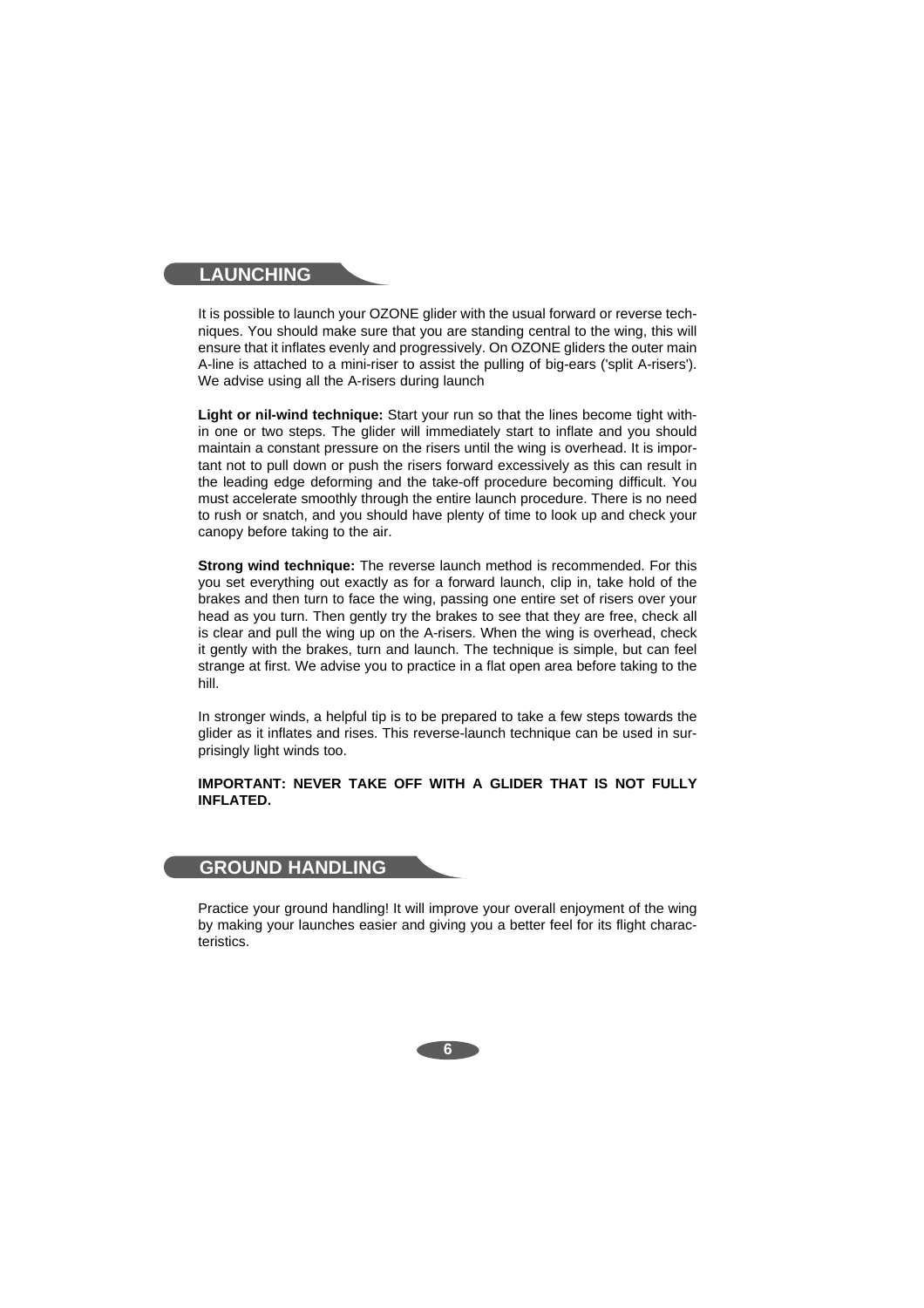## LAUNCHING

It is possible to launch your OZONE glider with the usual forward or reverse techniques. You should make sure that you are standing central to the wing, this will ensure that it inflates evenly and progressively. On OZONE gliders the outer main A-line is attached to a mini-riser to assist the pulling of big-ears ('split A-risers'). We advise using all the A-risers during launch

**Light or nil-wind technique:** Start your run so that the lines become tight within one or two steps. The glider will immediately start to inflate and you should maintain a constant pressure on the risers until the wing is overhead. It is important not to pull down or push the risers forward excessively as this can result in the leading edge deforming and the take-off procedure becoming difficult. You must accelerate smoothly through the entire launch procedure. There is no need to rush or snatch, and you should have plenty of time to look up and check your canopy before taking to the air.

**Strong wind technique:** The reverse launch method is recommended. For this you set everything out exactly as for a forward launch, clip in, take hold of the brakes and then turn to face the wing, passing one entire set of risers over your head as you turn. Then gently try the brakes to see that they are free, check all is clear and pull the wing up on the A-risers. When the wing is overhead, check it gently with the brakes, turn and launch. The technique is simple, but can feel strange at first. We advise you to practice in a flat open area before taking to the hill.

In stronger winds, a helpful tip is to be prepared to take a few steps towards the glider as it inflates and rises. This reverse-launch technique can be used in surprisingly light winds too.

**IMPORTANT: NEVER TAKE OFF WITH A GLIDER THAT IS NOT FULLY INFLATED.**

## GROUND HANDLING

Practice your ground handling! It will improve your overall enjoyment of the wing by making your launches easier and giving you a better feel for its flight characteristics.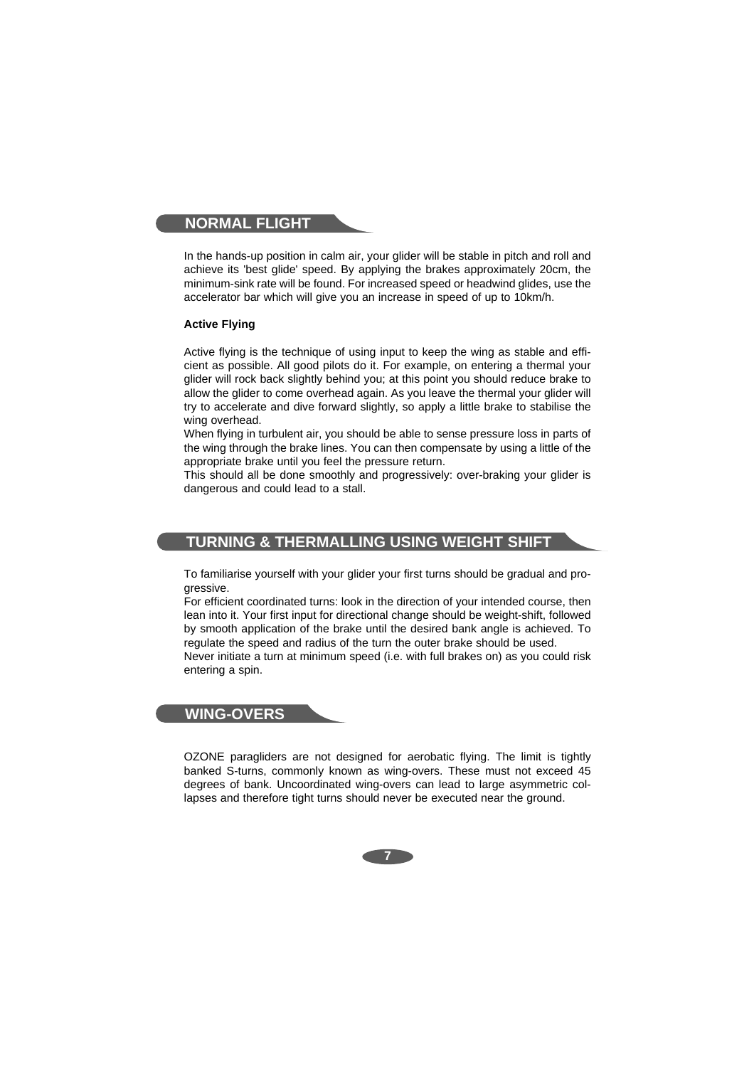## NORMAL FLIGHT

In the hands-up position in calm air, your glider will be stable in pitch and roll and achieve its 'best glide' speed. By applying the brakes approximately 20cm, the minimum-sink rate will be found. For increased speed or headwind glides, use the accelerator bar which will give you an increase in speed of up to 10km/h.

### Active Flying

Active flying is the technique of using input to keep the wing as stable and efficient as possible. All good pilots do it. For example, on entering a thermal your glider will rock back slightly behind you; at this point you should reduce brake to allow the glider to come overhead again. As you leave the thermal your glider will try to accelerate and dive forward slightly, so apply a little brake to stabilise the wing overhead.

When flying in turbulent air, you should be able to sense pressure loss in parts of the wing through the brake lines. You can then compensate by using a little of the appropriate brake until you feel the pressure return.

This should all be done smoothly and progressively: over-braking your glider is dangerous and could lead to a stall.

## TURNING & THERMALLING USING WEIGHT SHIFT

To familiarise yourself with your glider your first turns should be gradual and progressive.

For efficient coordinated turns: look in the direction of your intended course, then lean into it. Your first input for directional change should be weight-shift, followed by smooth application of the brake until the desired bank angle is achieved. To regulate the speed and radius of the turn the outer brake should be used.

Never initiate a turn at minimum speed (i.e. with full brakes on) as you could risk entering a spin.

## WING-OVERS

OZONE paragliders are not designed for aerobatic flying. The limit is tightly banked S-turns, commonly known as wing-overs. These must not exceed 45 degrees of bank. Uncoordinated wing-overs can lead to large asymmetric collapses and therefore tight turns should never be executed near the ground.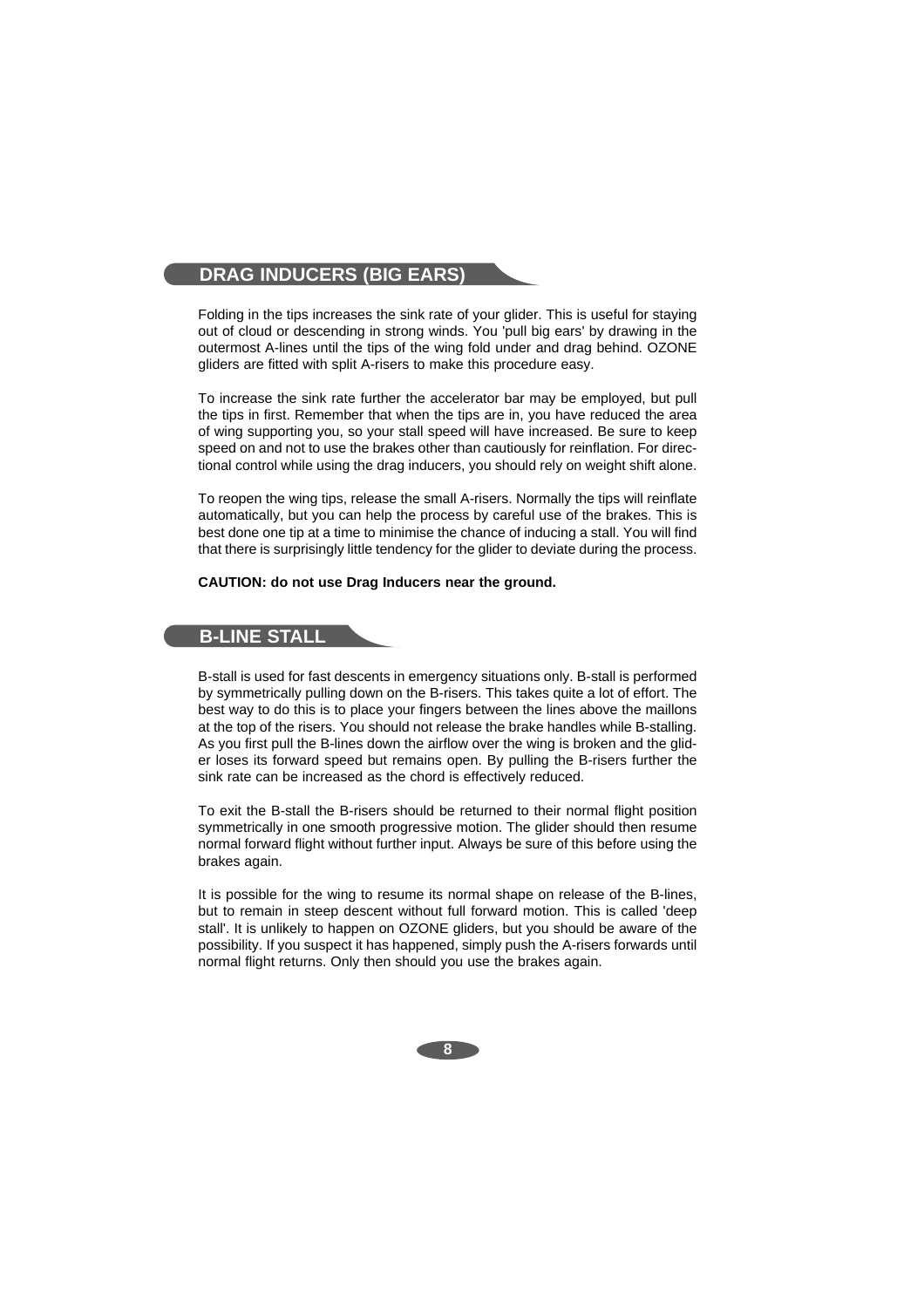## DRAG INDUCERS (BIG EARS)

Folding in the tips increases the sink rate of your glider. This is useful for staying out of cloud or descending in strong winds. You 'pull big ears' by drawing in the outermost A-lines until the tips of the wing fold under and drag behind. OZONE gliders are fitted with split A-risers to make this procedure easy.

To increase the sink rate further the accelerator bar may be employed, but pull the tips in first. Remember that when the tips are in, you have reduced the area of wing supporting you, so your stall speed will have increased. Be sure to keep speed on and not to use the brakes other than cautiously for reinflation. For directional control while using the drag inducers, you should rely on weight shift alone.

To reopen the wing tips, release the small A-risers. Normally the tips will reinflate automatically, but you can help the process by careful use of the brakes. This is best done one tip at a time to minimise the chance of inducing a stall. You will find that there is surprisingly little tendency for the glider to deviate during the process.

**CAUTION: do not use Drag Inducers near the ground.**

## B-LINE STALL

B-stall is used for fast descents in emergency situations only. B-stall is performed by symmetrically pulling down on the B-risers. This takes quite a lot of effort. The best way to do this is to place your fingers between the lines above the maillons at the top of the risers. You should not release the brake handles while B-stalling. As you first pull the B-lines down the airflow over the wing is broken and the glider loses its forward speed but remains open. By pulling the B-risers further the sink rate can be increased as the chord is effectively reduced.

To exit the B-stall the B-risers should be returned to their normal flight position symmetrically in one smooth progressive motion. The glider should then resume normal forward flight without further input. Always be sure of this before using the brakes again.

It is possible for the wing to resume its normal shape on release of the B-lines, but to remain in steep descent without full forward motion. This is called 'deep stall'. It is unlikely to happen on OZONE gliders, but you should be aware of the possibility. If you suspect it has happened, simply push the A-risers forwards until normal flight returns. Only then should you use the brakes again.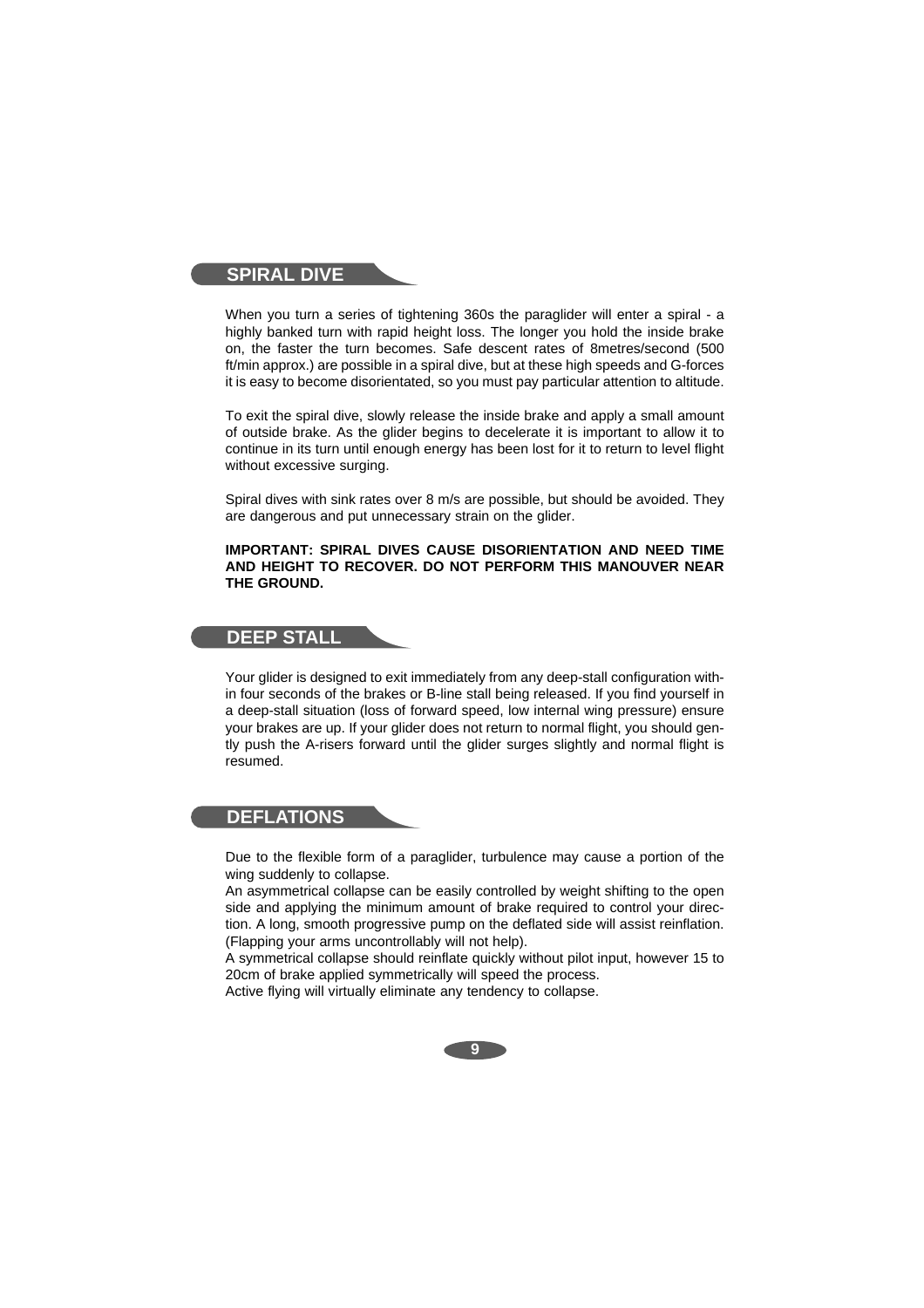## SPIRAL DIVE

When you turn a series of tightening 360s the paraglider will enter a spiral - a highly banked turn with rapid height loss. The longer you hold the inside brake on, the faster the turn becomes. Safe descent rates of 8metres/second (500 ft/min approx.) are possible in a spiral dive, but at these high speeds and G-forces it is easy to become disorientated, so you must pay particular attention to altitude.

To exit the spiral dive, slowly release the inside brake and apply a small amount of outside brake. As the glider begins to decelerate it is important to allow it to continue in its turn until enough energy has been lost for it to return to level flight without excessive surging.

Spiral dives with sink rates over 8 m/s are possible, but should be avoided. They are dangerous and put unnecessary strain on the glider.

**IMPORTANT: SPIRAL DIVES CAUSE DISORIENTATION AND NEED TIME AND HEIGHT TO RECOVER. DO NOT PERFORM THIS MANOUVER NEAR THE GROUND.**

## DEEP STALL

Your glider is designed to exit immediately from any deep-stall configuration within four seconds of the brakes or B-line stall being released. If you find yourself in a deep-stall situation (loss of forward speed, low internal wing pressure) ensure your brakes are up. If your glider does not return to normal flight, you should gently push the A-risers forward until the glider surges slightly and normal flight is resumed.

## DEFLATIONS

Due to the flexible form of a paraglider, turbulence may cause a portion of the wing suddenly to collapse.
An asymmetrical collapse can be easily controlled by weight shifting to the open side and applying the minimum amount of brake required to control your direction. A long, smooth progressive pump on the deflated side will assist reinflation. (Flapping your arms uncontrollably will not help).
A symmetrical collapse should reinflate quickly without pilot input, however 15 to 20cm of brake applied symmetrically will speed the process.
Active flying will virtually eliminate any tendency to collapse.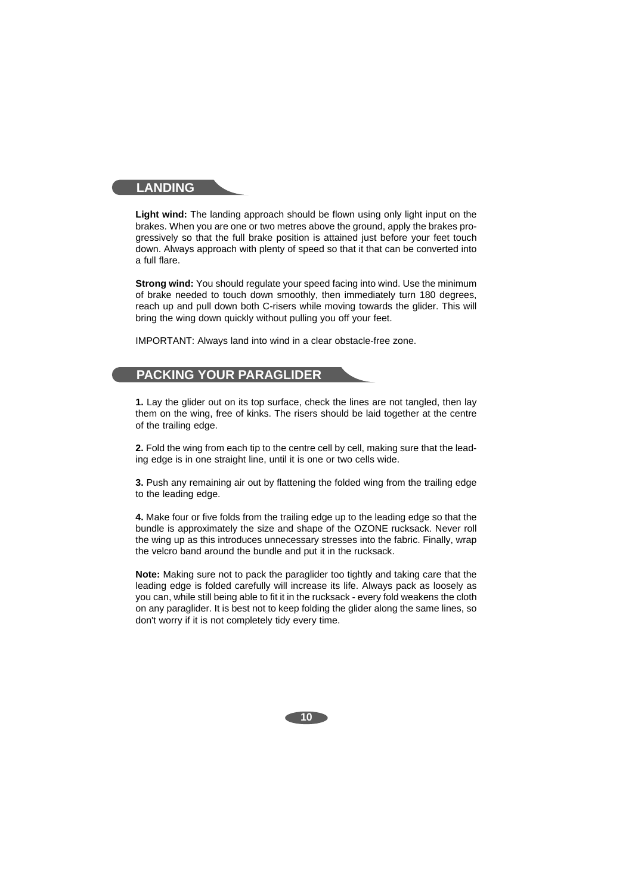## LANDING

**Light wind:** The landing approach should be flown using only light input on the brakes. When you are one or two metres above the ground, apply the brakes progressively so that the full brake position is attained just before your feet touch down. Always approach with plenty of speed so that it that can be converted into a full flare.

**Strong wind:** You should regulate your speed facing into wind. Use the minimum of brake needed to touch down smoothly, then immediately turn 180 degrees, reach up and pull down both C-risers while moving towards the glider. This will bring the wing down quickly without pulling you off your feet.

IMPORTANT: Always land into wind in a clear obstacle-free zone.

## PACKING YOUR PARAGLIDER

**1.** Lay the glider out on its top surface, check the lines are not tangled, then lay them on the wing, free of kinks. The risers should be laid together at the centre of the trailing edge.

**2.** Fold the wing from each tip to the centre cell by cell, making sure that the leading edge is in one straight line, until it is one or two cells wide.

**3.** Push any remaining air out by flattening the folded wing from the trailing edge to the leading edge.

**4.** Make four or five folds from the trailing edge up to the leading edge so that the bundle is approximately the size and shape of the OZONE rucksack. Never roll the wing up as this introduces unnecessary stresses into the fabric. Finally, wrap the velcro band around the bundle and put it in the rucksack.

**Note:** Making sure not to pack the paraglider too tightly and taking care that the leading edge is folded carefully will increase its life. Always pack as loosely as you can, while still being able to fit it in the rucksack - every fold weakens the cloth on any paraglider. It is best not to keep folding the glider along the same lines, so don't worry if it is not completely tidy every time.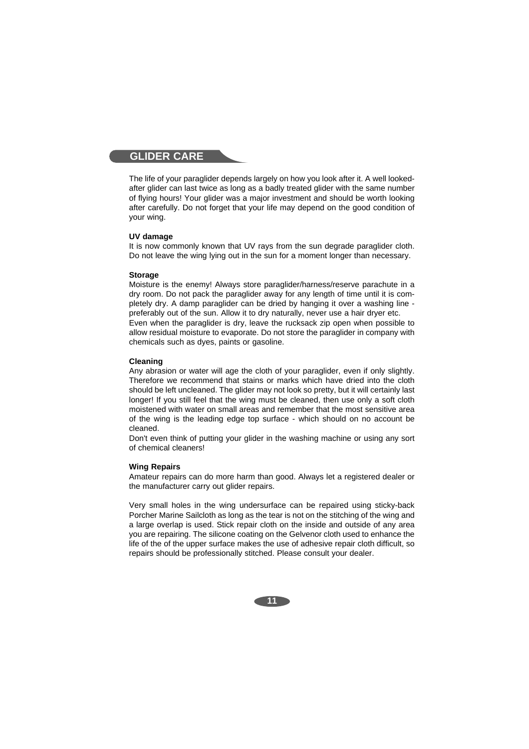## GLIDER CARE

The life of your paraglider depends largely on how you look after it. A well looked-after glider can last twice as long as a badly treated glider with the same number of flying hours! Your glider was a major investment and should be worth looking after carefully. Do not forget that your life may depend on the good condition of your wing.

**UV damage**

It is now commonly known that UV rays from the sun degrade paraglider cloth. Do not leave the wing lying out in the sun for a moment longer than necessary.

**Storage**

Moisture is the enemy! Always store paraglider/harness/reserve parachute in a dry room. Do not pack the paraglider away for any length of time until it is completely dry. A damp paraglider can be dried by hanging it over a washing line - preferably out of the sun. Allow it to dry naturally, never use a hair dryer etc.
Even when the paraglider is dry, leave the rucksack zip open when possible to allow residual moisture to evaporate. Do not store the paraglider in company with chemicals such as dyes, paints or gasoline.

**Cleaning**

Any abrasion or water will age the cloth of your paraglider, even if only slightly. Therefore we recommend that stains or marks which have dried into the cloth should be left uncleaned. The glider may not look so pretty, but it will certainly last longer! If you still feel that the wing must be cleaned, then use only a soft cloth moistened with water on small areas and remember that the most sensitive area of the wing is the leading edge top surface - which should on no account be cleaned.
Don't even think of putting your glider in the washing machine or using any sort of chemical cleaners!

**Wing Repairs**

Amateur repairs can do more harm than good. Always let a registered dealer or the manufacturer carry out glider repairs.

Very small holes in the wing undersurface can be repaired using sticky-back Porcher Marine Sailcloth as long as the tear is not on the stitching of the wing and a large overlap is used. Stick repair cloth on the inside and outside of any area you are repairing. The silicone coating on the Gelvenor cloth used to enhance the life of the of the upper surface makes the use of adhesive repair cloth difficult, so repairs should be professionally stitched. Please consult your dealer.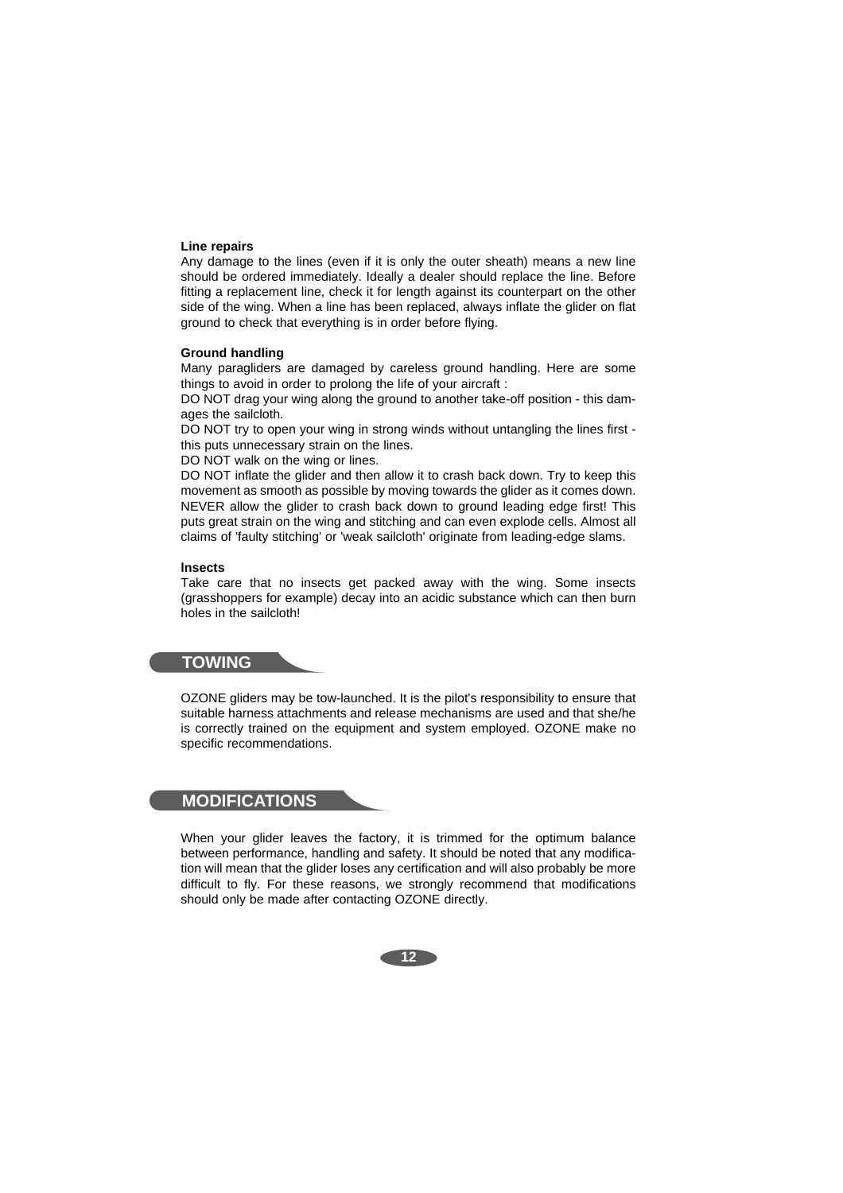### Line repairs

Any damage to the lines (even if it is only the outer sheath) means a new line should be ordered immediately. Ideally a dealer should replace the line. Before fitting a replacement line, check it for length against its counterpart on the other side of the wing. When a line has been replaced, always inflate the glider on flat ground to check that everything is in order before flying.

### Ground handling

Many paragliders are damaged by careless ground handling. Here are some things to avoid in order to prolong the life of your aircraft :

DO NOT drag your wing along the ground to another take-off position - this damages the sailcloth.

DO NOT try to open your wing in strong winds without untangling the lines first - this puts unnecessary strain on the lines.

DO NOT walk on the wing or lines.

DO NOT inflate the glider and then allow it to crash back down. Try to keep this movement as smooth as possible by moving towards the glider as it comes down. NEVER allow the glider to crash back down to ground leading edge first! This puts great strain on the wing and stitching and can even explode cells. Almost all claims of 'faulty stitching' or 'weak sailcloth' originate from leading-edge slams.

### Insects

Take care that no insects get packed away with the wing. Some insects (grasshoppers for example) decay into an acidic substance which can then burn holes in the sailcloth!

## TOWING

OZONE gliders may be tow-launched. It is the pilot's responsibility to ensure that suitable harness attachments and release mechanisms are used and that she/he is correctly trained on the equipment and system employed. OZONE make no specific recommendations.

## MODIFICATIONS

When your glider leaves the factory, it is trimmed for the optimum balance between performance, handling and safety. It should be noted that any modification will mean that the glider loses any certification and will also probably be more difficult to fly. For these reasons, we strongly recommend that modifications should only be made after contacting OZONE directly.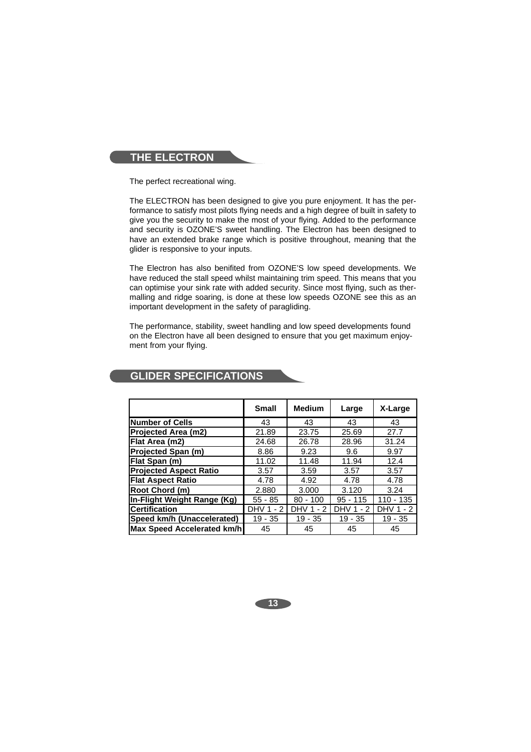## THE ELECTRON

The perfect recreational wing.

The ELECTRON has been designed to give you pure enjoyment. It has the performance to satisfy most pilots flying needs and a high degree of built in safety to give you the security to make the most of your flying. Added to the performance and security is OZONE'S sweet handling. The Electron has been designed to have an extended brake range which is positive throughout, meaning that the glider is responsive to your inputs.

The Electron has also benifited from OZONE'S low speed developments. We have reduced the stall speed whilst maintaining trim speed. This means that you can optimise your sink rate with added security. Since most flying, such as thermalling and ridge soaring, is done at these low speeds OZONE see this as an important development in the safety of paragliding.

The performance, stability, sweet handling and low speed developments found on the Electron have all been designed to ensure that you get maximum enjoyment from your flying.

## GLIDER SPECIFICATIONS

| | Small | Medium | Large | X-Large |
|---|---|---|---|---|
| **Number of Cells** | 43 | 43 | 43 | 43 |
| **Projected Area (m2)** | 21.89 | 23.75 | 25.69 | 27.7 |
| **Flat Area (m2)** | 24.68 | 26.78 | 28.96 | 31.24 |
| **Projected Span (m)** | 8.86 | 9.23 | 9.6 | 9.97 |
| **Flat Span (m)** | 11.02 | 11.48 | 11.94 | 12.4 |
| **Projected Aspect Ratio** | 3.57 | 3.59 | 3.57 | 3.57 |
| **Flat Aspect Ratio** | 4.78 | 4.92 | 4.78 | 4.78 |
| **Root Chord (m)** | 2.880 | 3.000 | 3.120 | 3.24 |
| **In-Flight Weight Range (Kg)** | 55 - 85 | 80 - 100 | 95 - 115 | 110 - 135 |
| **Certification** | DHV 1 - 2 | DHV 1 - 2 | DHV 1 - 2 | DHV 1 - 2 |
| **Speed km/h (Unaccelerated)** | 19 - 35 | 19 - 35 | 19 - 35 | 19 - 35 |
| **Max Speed Accelerated km/h** | 45 | 45 | 45 | 45 |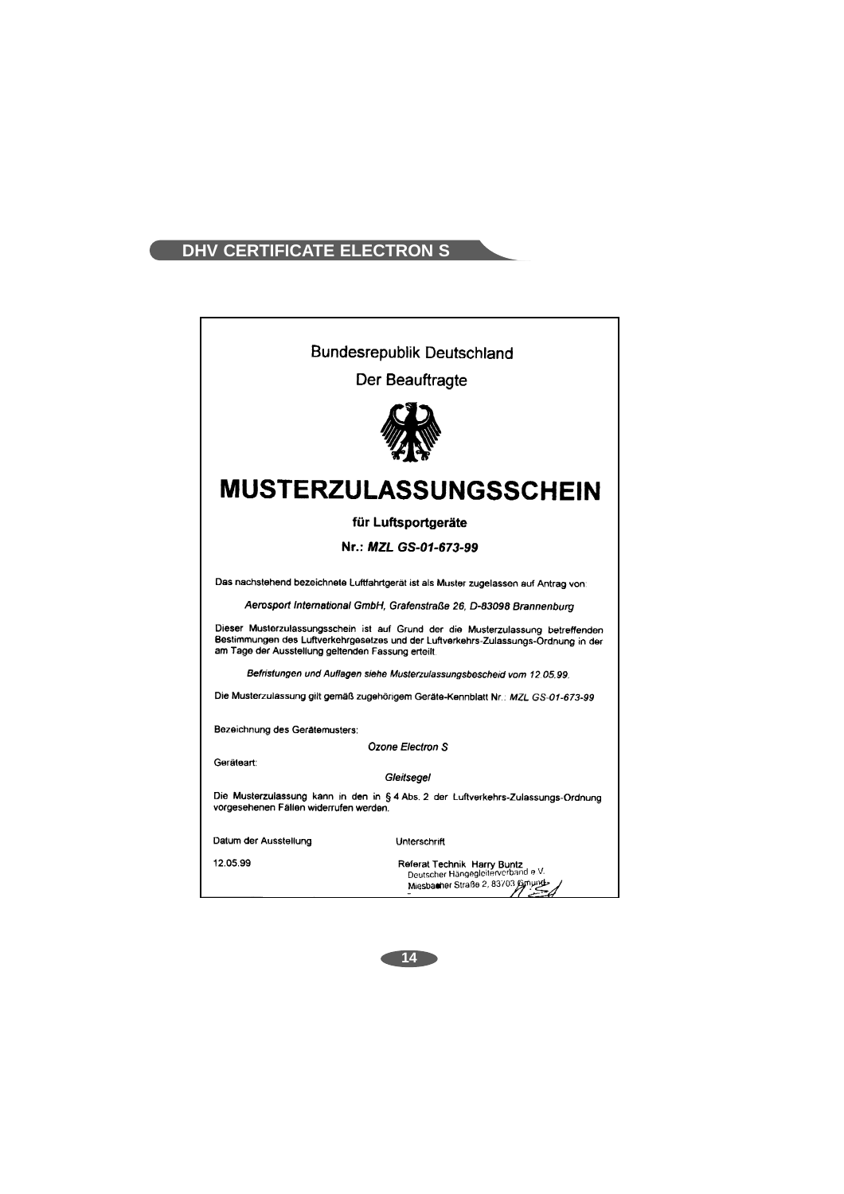## DHV CERTIFICATE ELECTRON S

Bundesrepublik Deutschland

Der Beauftragte

# MUSTERZULASSUNGSSCHEIN

**für Luftsportgeräte**

**Nr.: *MZL GS-01-673-99***

Das nachstehend bezeichnete Luftfahrtgerät ist als Muster zugelassen auf Antrag von:

*Aerosport International GmbH, Grafenstraße 26, D-83098 Brannenburg*

Dieser Musterzulassungsschein ist auf Grund der die Musterzulassung betreffenden Bestimmungen des Luftverkehrgesetzes und der Luftverkehrs-Zulassungs-Ordnung in der am Tage der Ausstellung geltenden Fassung erteilt.

*Befristungen und Auflagen siehe Musterzulassungsbescheid vom 12.05.99.*

Die Musterzulassung gilt gemäß zugehörigem Geräte-Kennblatt Nr.: *MZL GS-01-673-99*

Bezeichnung des Gerätemusters:

*Ozone Electron S*

Geräteart:

*Gleitsegel*

Die Musterzulassung kann in den in § 4 Abs. 2 der Luftverkehrs-Zulassungs-Ordnung vorgesehenen Fällen widerrufen werden.

| Datum der Ausstellung | Unterschrift |
|---|---|
| 12.05.99 | Referat Technik Harry Buntz<br>Deutscher Hängegleiterverband e.V.<br>Miesbacher Straße 2, 83703 Gmund |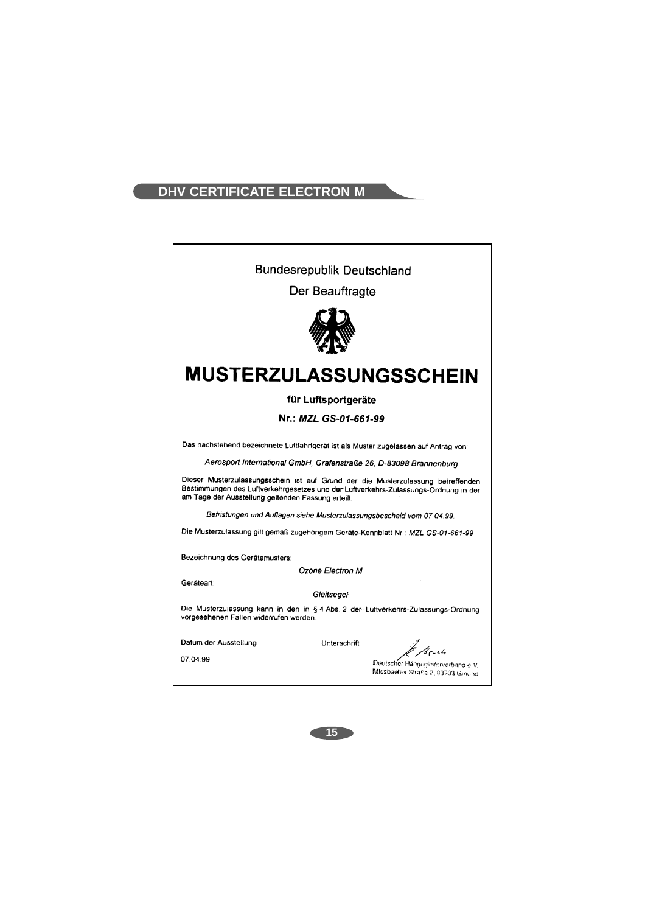## DHV CERTIFICATE ELECTRON M

Bundesrepublik Deutschland

Der Beauftragte

# MUSTERZULASSUNGSSCHEIN

**für Luftsportgeräte**

**Nr.: *MZL GS-01-661-99***

Das nachstehend bezeichnete Luftfahrtgerät ist als Muster zugelassen auf Antrag von:

*Aerosport International GmbH, Grafenstraße 26, D-83098 Brannenburg*

Dieser Musterzulassungsschein ist auf Grund der die Musterzulassung betreffenden Bestimmungen des Luftverkehrsgesetzes und der Luftverkehrs-Zulassungs-Ordnung in der am Tage der Ausstellung geltenden Fassung erteilt.

*Befristungen und Auflagen siehe Musterzulassungsbescheid vom 07.04.99.*

Die Musterzulassung gilt gemäß zugehörigem Geräte-Kennblatt Nr.: *MZL GS-01-661-99*

Bezeichnung des Gerätemusters:

*Ozone Electron M*

Geräteart:

*Gleitsegel*

Die Musterzulassung kann in den in § 4 Abs. 2 der Luftverkehrs-Zulassungs-Ordnung vorgesehenen Fällen widerrufen werden.

Datum der Ausstellung

07.04.99

Unterschrift

Deutscher Hängegleiterverband e.V.
Miesbacher Straße 2, 83703 Gmund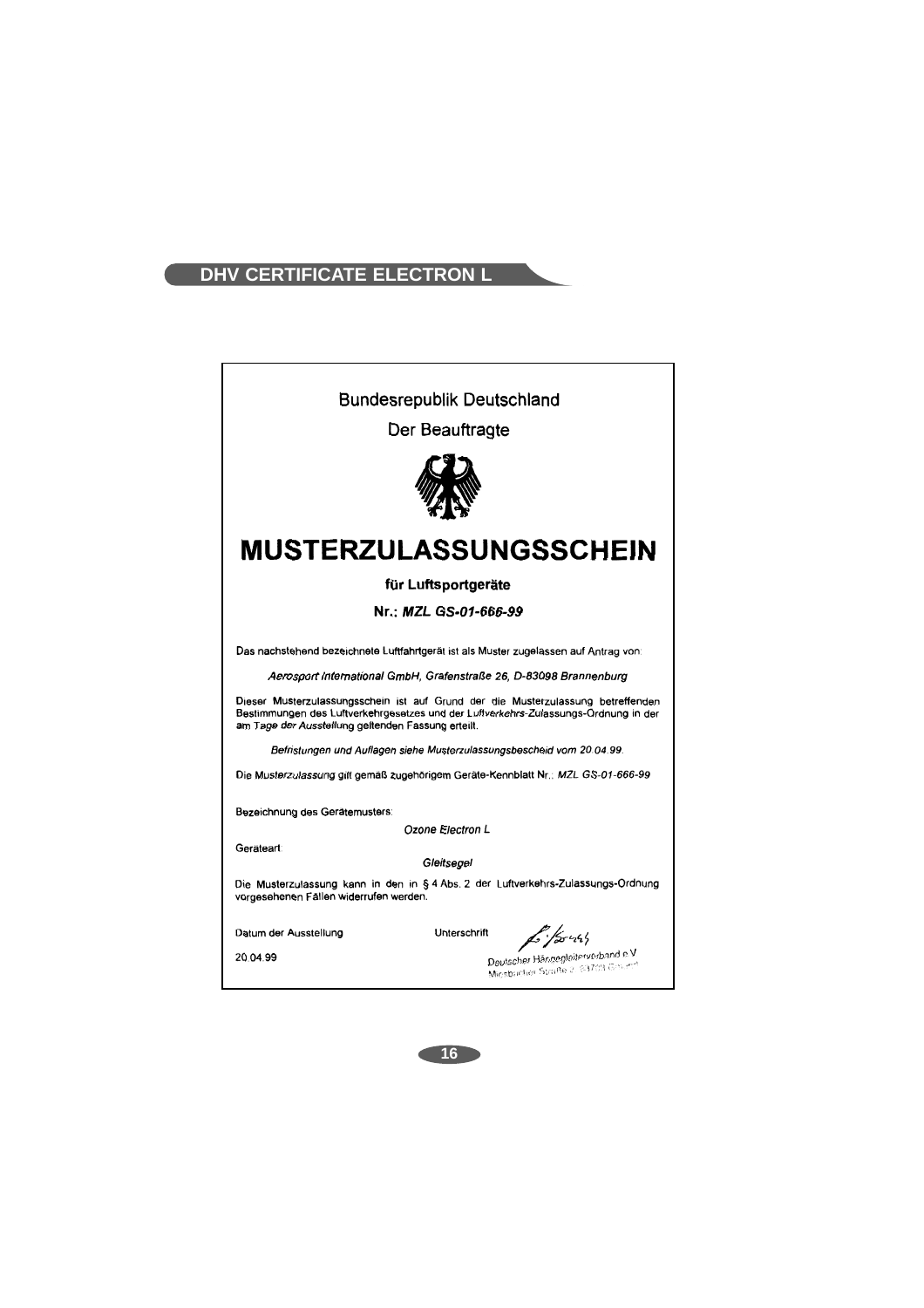## DHV CERTIFICATE ELECTRON L

Bundesrepublik Deutschland

Der Beauftragte

# MUSTERZULASSUNGSSCHEIN

**für Luftsportgeräte**

**Nr.: *MZL GS-01-666-99***

Das nachstehend bezeichnete Luftfahrtgerät ist als Muster zugelassen auf Antrag von:

*Aerosport International GmbH, Grafenstraße 26, D-83098 Brannenburg*

Dieser Musterzulassungsschein ist auf Grund der die Musterzulassung betreffenden Bestimmungen des Luftverkehrgesetzes und der Luftverkehrs-Zulassungs-Ordnung in der am Tage der Ausstellung geltenden Fassung erteilt.

*Befristungen und Auflagen siehe Musterzulassungsbescheid vom 20.04.99.*

Die Musterzulassung gilt gemäß zugehörigem Geräte-Kennblatt Nr.: *MZL GS-01-666-99*

Bezeichnung des Gerätemusters:

*Ozone Electron L*

Geräteart:

*Gleitsegel*

Die Musterzulassung kann in den in § 4 Abs. 2 der Luftverkehrs-Zulassungs-Ordnung vorgesehenen Fällen widerrufen werden.

Datum der Ausstellung

20.04.99

Unterschrift

Deutscher Hängegleiterverband e.V.
Miesbacher Straße 2, 83703 Gmund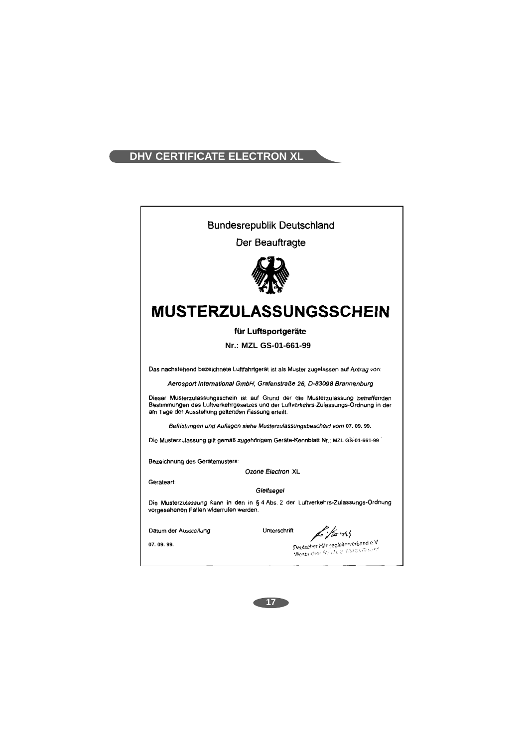## DHV CERTIFICATE ELECTRON XL

Bundesrepublik Deutschland

Der Beauftragte

# MUSTERZULASSUNGSSCHEIN

**für Luftsportgeräte**

**Nr.: MZL GS-01-661-99**

Das nachstehend bezeichnete Luftfahrtgerät ist als Muster zugelassen auf Antrag von:

*Aerosport International GmbH, Grafenstraße 26, D-83098 Brannenburg*

Dieser Musterzulassungsschein ist auf Grund der die Musterzulassung betreffenden Bestimmungen des Luftverkehrgesetzes und der Luftverkehrs-Zulassungs-Ordnung in der am Tage der Ausstellung geltenden Fassung erteilt.

*Befristungen und Auflagen siehe Musterzulassungsbescheid vom* **07. 09. 99.**

Die Musterzulassung gilt gemäß zugehörigem Geräte-Kennblatt Nr.: **MZL GS-01-661-99**

Bezeichnung des Gerätemusters:

*Ozone Electron* XL

Gerateart:

*Gleitsegel*

Die Musterzulassung kann in den in § 4 Abs. 2 der Luftverkehrs-Zulassungs-Ordnung vorgesehenen Fällen widerrufen werden.

Datum der Ausstellung

**07. 09. 99.**

Unterschrift

Deutscher Hängegleiterverband e.V.
Miesbacher Straße 2, 83703 Gmund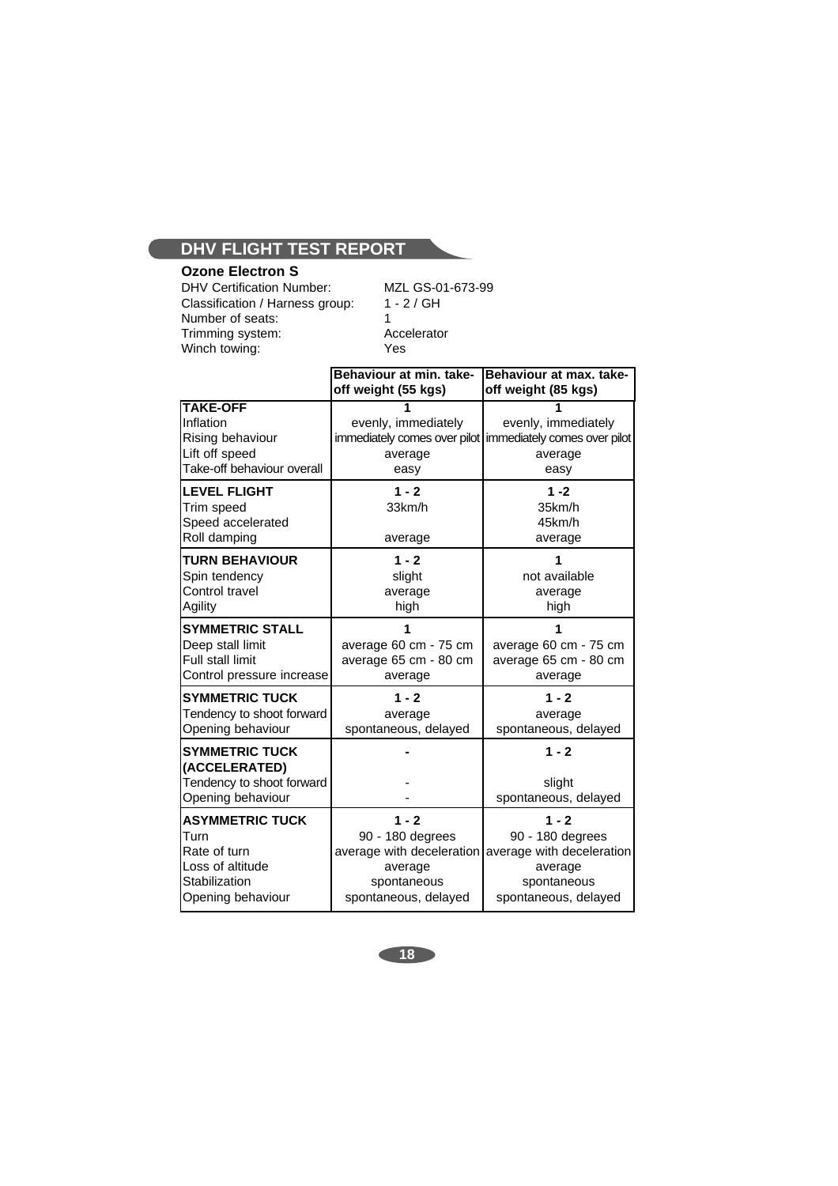## DHV FLIGHT TEST REPORT

**Ozone Electron S**

DHV Certification Number: MZL GS-01-673-99
Classification / Harness group: 1 - 2 / GH
Number of seats: 1
Trimming system: Accelerator
Winch towing: Yes

| | Behaviour at min. take-off weight (55 kgs) | Behaviour at max. take-off weight (85 kgs) |
|---|---|---|
| **TAKE-OFF** | **1** | **1** |
| Inflation | evenly, immediately | evenly, immediately |
| Rising behaviour | immediately comes over pilot | immediately comes over pilot |
| Lift off speed | average | average |
| Take-off behaviour overall | easy | easy |
| **LEVEL FLIGHT** | **1 - 2** | **1 -2** |
| Trim speed | 33km/h | 35km/h |
| Speed accelerated | | 45km/h |
| Roll damping | average | average |
| **TURN BEHAVIOUR** | **1 - 2** | **1** |
| Spin tendency | slight | not available |
| Control travel | average | average |
| Agility | high | high |
| **SYMMETRIC STALL** | **1** | **1** |
| Deep stall limit | average 60 cm - 75 cm | average 60 cm - 75 cm |
| Full stall limit | average 65 cm - 80 cm | average 65 cm - 80 cm |
| Control pressure increase | average | average |
| **SYMMETRIC TUCK** | **1 - 2** | **1 - 2** |
| Tendency to shoot forward | average | average |
| Opening behaviour | spontaneous, delayed | spontaneous, delayed |
| **SYMMETRIC TUCK (ACCELERATED)** | **-** | **1 - 2** |
| Tendency to shoot forward | - | slight |
| Opening behaviour | - | spontaneous, delayed |
| **ASYMMETRIC TUCK** | **1 - 2** | **1 - 2** |
| Turn | 90 - 180 degrees | 90 - 180 degrees |
| Rate of turn | average with deceleration | average with deceleration |
| Loss of altitude | average | average |
| Stabilization | spontaneous | spontaneous |
| Opening behaviour | spontaneous, delayed | spontaneous, delayed |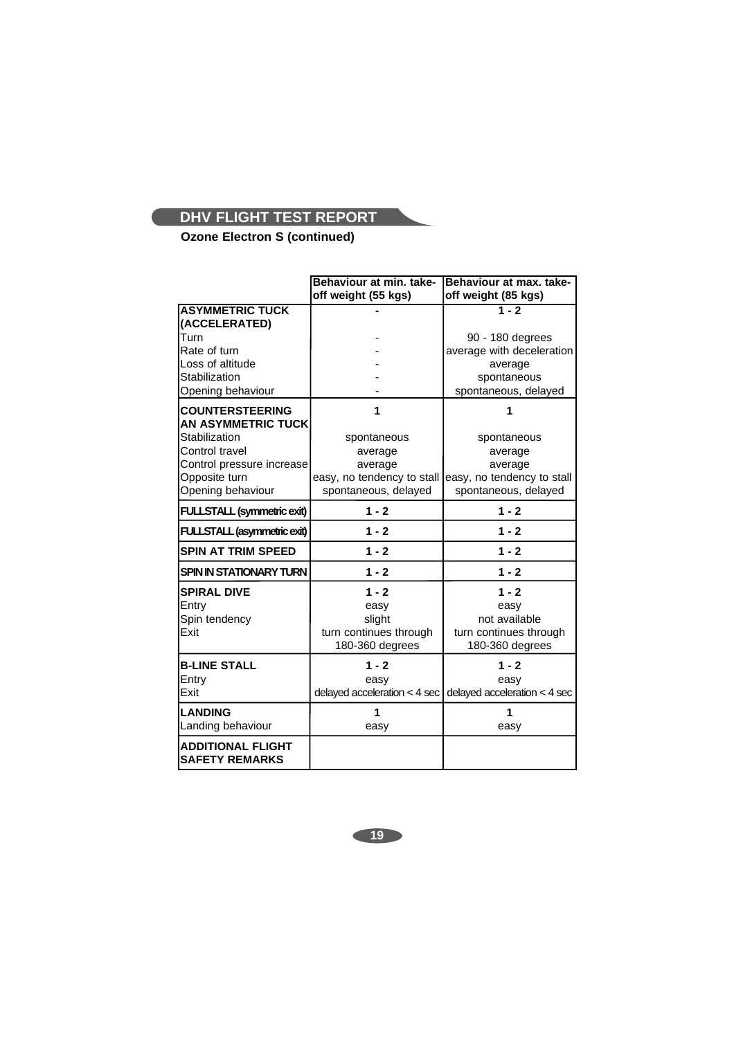## DHV FLIGHT TEST REPORT

**Ozone Electron S (continued)**

| | Behaviour at min. take-off weight (55 kgs) | Behaviour at max. take-off weight (85 kgs) |
|---|---|---|
| **ASYMMETRIC TUCK (ACCELERATED)** | **-** | **1 - 2** |
| Turn | - | 90 - 180 degrees |
| Rate of turn | - | average with deceleration |
| Loss of altitude | - | average |
| Stabilization | - | spontaneous |
| Opening behaviour | - | spontaneous, delayed |
| **COUNTERSTEERING AN ASYMMETRIC TUCK** | **1** | **1** |
| Stabilization | spontaneous | spontaneous |
| Control travel | average | average |
| Control pressure increase | average | average |
| Opposite turn | easy, no tendency to stall | easy, no tendency to stall |
| Opening behaviour | spontaneous, delayed | spontaneous, delayed |
| **FULLSTALL (symmetric exit)** | **1 - 2** | **1 - 2** |
| **FULLSTALL (asymmetric exit)** | **1 - 2** | **1 - 2** |
| **SPIN AT TRIM SPEED** | **1 - 2** | **1 - 2** |
| **SPIN IN STATIONARY TURN** | **1 - 2** | **1 - 2** |
| **SPIRAL DIVE** | **1 - 2** | **1 - 2** |
| Entry | easy | easy |
| Spin tendency | slight | not available |
| Exit | turn continues through 180-360 degrees | turn continues through 180-360 degrees |
| **B-LINE STALL** | **1 - 2** | **1 - 2** |
| Entry | easy | easy |
| Exit | delayed acceleration < 4 sec | delayed acceleration < 4 sec |
| **LANDING** | **1** | **1** |
| Landing behaviour | easy | easy |
| **ADDITIONAL FLIGHT SAFETY REMARKS** | | |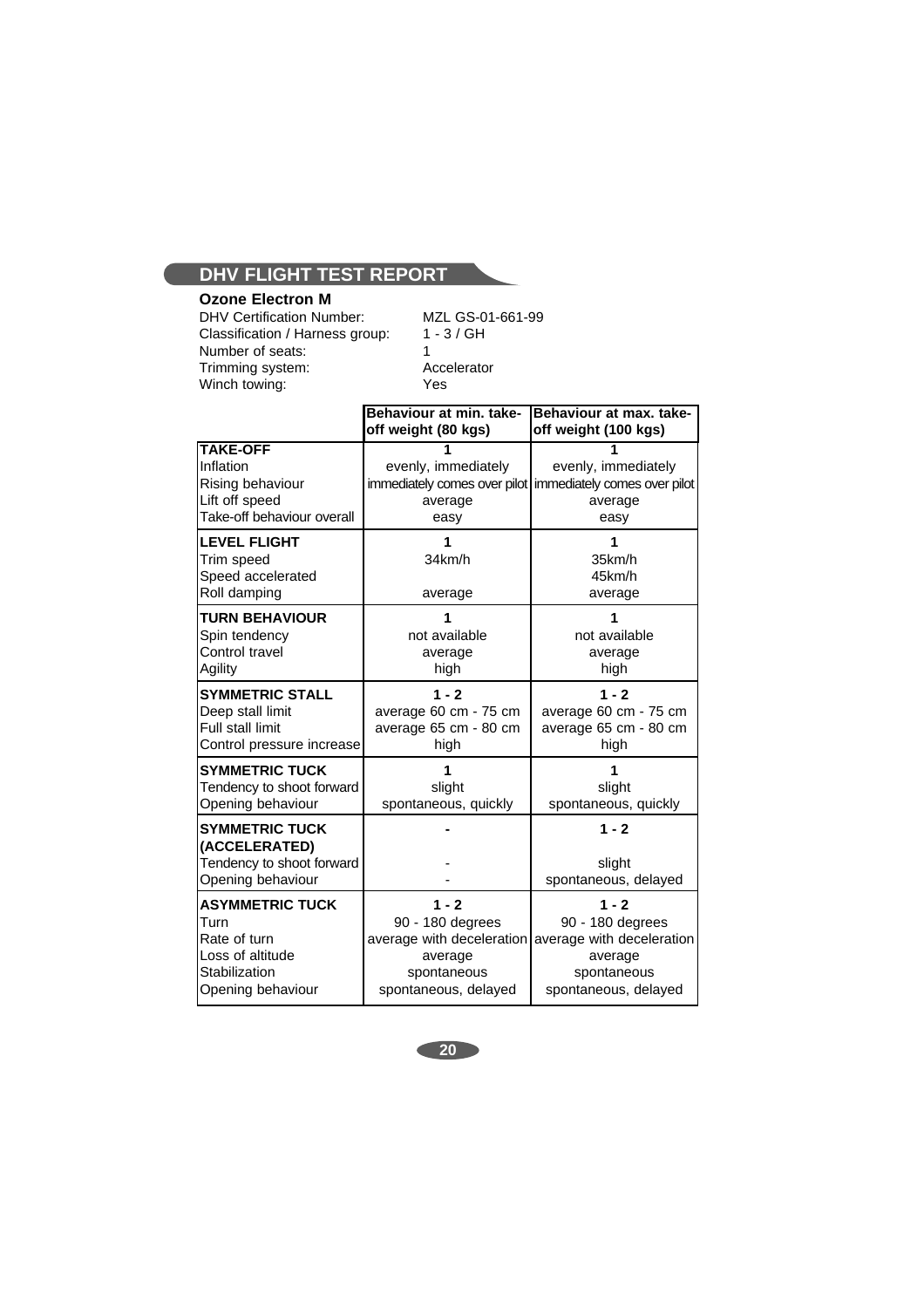## DHV FLIGHT TEST REPORT

**Ozone Electron M**

DHV Certification Number: MZL GS-01-661-99
Classification / Harness group: 1 - 3 / GH
Number of seats: 1
Trimming system: Accelerator
Winch towing: Yes

| | **Behaviour at min. take-off weight (80 kgs)** | **Behaviour at max. take-off weight (100 kgs)** |
|---|---|---|
| **TAKE-OFF** | **1** | **1** |
| Inflation | evenly, immediately | evenly, immediately |
| Rising behaviour | immediately comes over pilot | immediately comes over pilot |
| Lift off speed | average | average |
| Take-off behaviour overall | easy | easy |
| **LEVEL FLIGHT** | **1** | **1** |
| Trim speed | 34km/h | 35km/h |
| Speed accelerated | | 45km/h |
| Roll damping | average | average |
| **TURN BEHAVIOUR** | **1** | **1** |
| Spin tendency | not available | not available |
| Control travel | average | average |
| Agility | high | high |
| **SYMMETRIC STALL** | **1 - 2** | **1 - 2** |
| Deep stall limit | average 60 cm - 75 cm | average 60 cm - 75 cm |
| Full stall limit | average 65 cm - 80 cm | average 65 cm - 80 cm |
| Control pressure increase | high | high |
| **SYMMETRIC TUCK** | **1** | **1** |
| Tendency to shoot forward | slight | slight |
| Opening behaviour | spontaneous, quickly | spontaneous, quickly |
| **SYMMETRIC TUCK (ACCELERATED)** | **-** | **1 - 2** |
| Tendency to shoot forward | - | slight |
| Opening behaviour | - | spontaneous, delayed |
| **ASYMMETRIC TUCK** | **1 - 2** | **1 - 2** |
| Turn | 90 - 180 degrees | 90 - 180 degrees |
| Rate of turn | average with deceleration | average with deceleration |
| Loss of altitude | average | average |
| Stabilization | spontaneous | spontaneous |
| Opening behaviour | spontaneous, delayed | spontaneous, delayed |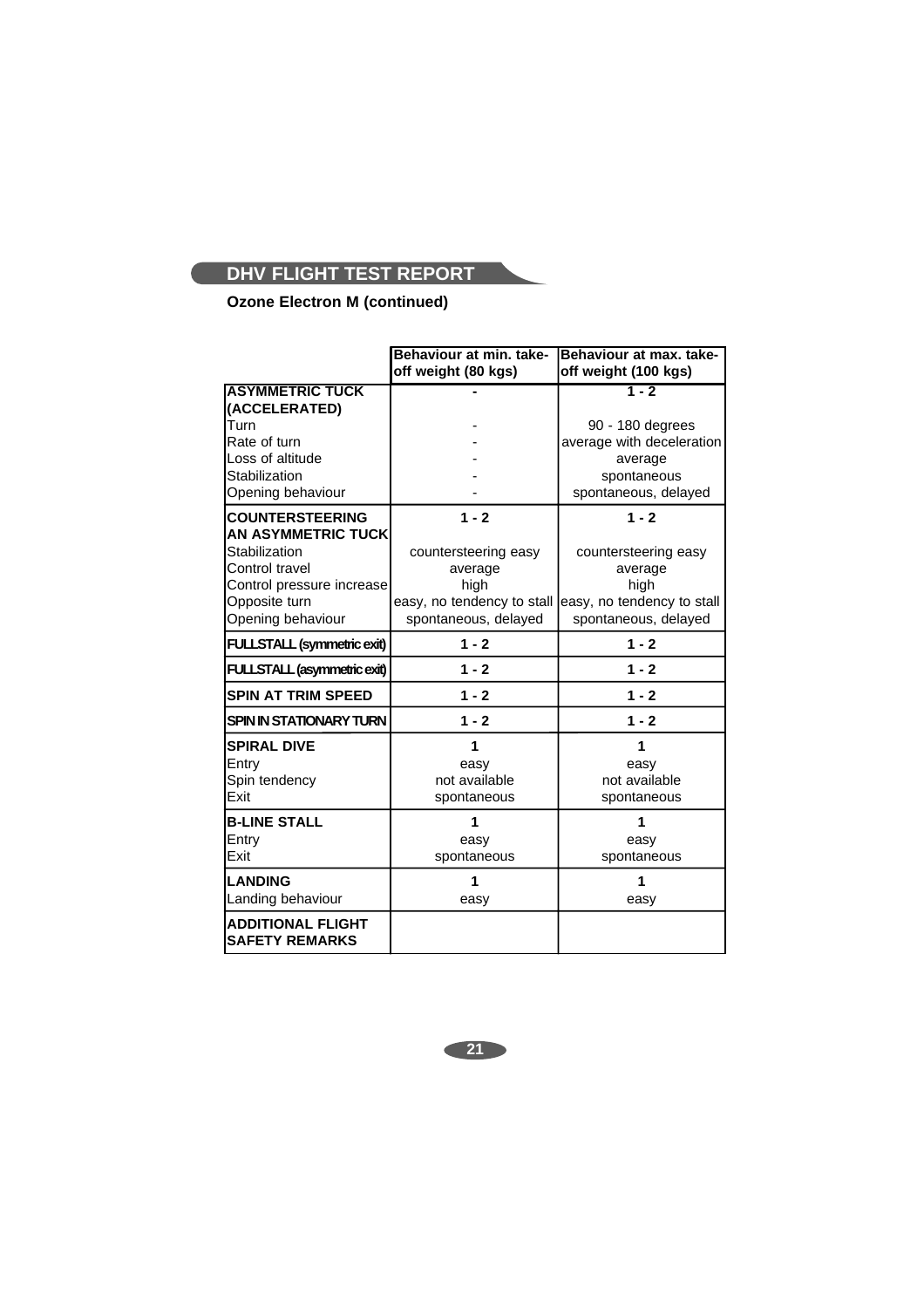## DHV FLIGHT TEST REPORT

**Ozone Electron M (continued)**

| | Behaviour at min. take-off weight (80 kgs) | Behaviour at max. take-off weight (100 kgs) |
|---|---|---|
| **ASYMMETRIC TUCK (ACCELERATED)** | **-** | **1 - 2** |
| Turn | - | 90 - 180 degrees |
| Rate of turn | - | average with deceleration |
| Loss of altitude | - | average |
| Stabilization | - | spontaneous |
| Opening behaviour | - | spontaneous, delayed |
| **COUNTERSTEERING AN ASYMMETRIC TUCK** | **1 - 2** | **1 - 2** |
| Stabilization | countersteering easy | countersteering easy |
| Control travel | average | average |
| Control pressure increase | high | high |
| Opposite turn | easy, no tendency to stall | easy, no tendency to stall |
| Opening behaviour | spontaneous, delayed | spontaneous, delayed |
| **FULLSTALL (symmetric exit)** | **1 - 2** | **1 - 2** |
| **FULLSTALL (asymmetric exit)** | **1 - 2** | **1 - 2** |
| **SPIN AT TRIM SPEED** | **1 - 2** | **1 - 2** |
| **SPIN IN STATIONARY TURN** | **1 - 2** | **1 - 2** |
| **SPIRAL DIVE** | **1** | **1** |
| Entry | easy | easy |
| Spin tendency | not available | not available |
| Exit | spontaneous | spontaneous |
| **B-LINE STALL** | **1** | **1** |
| Entry | easy | easy |
| Exit | spontaneous | spontaneous |
| **LANDING** | **1** | **1** |
| Landing behaviour | easy | easy |
| **ADDITIONAL FLIGHT SAFETY REMARKS** | | |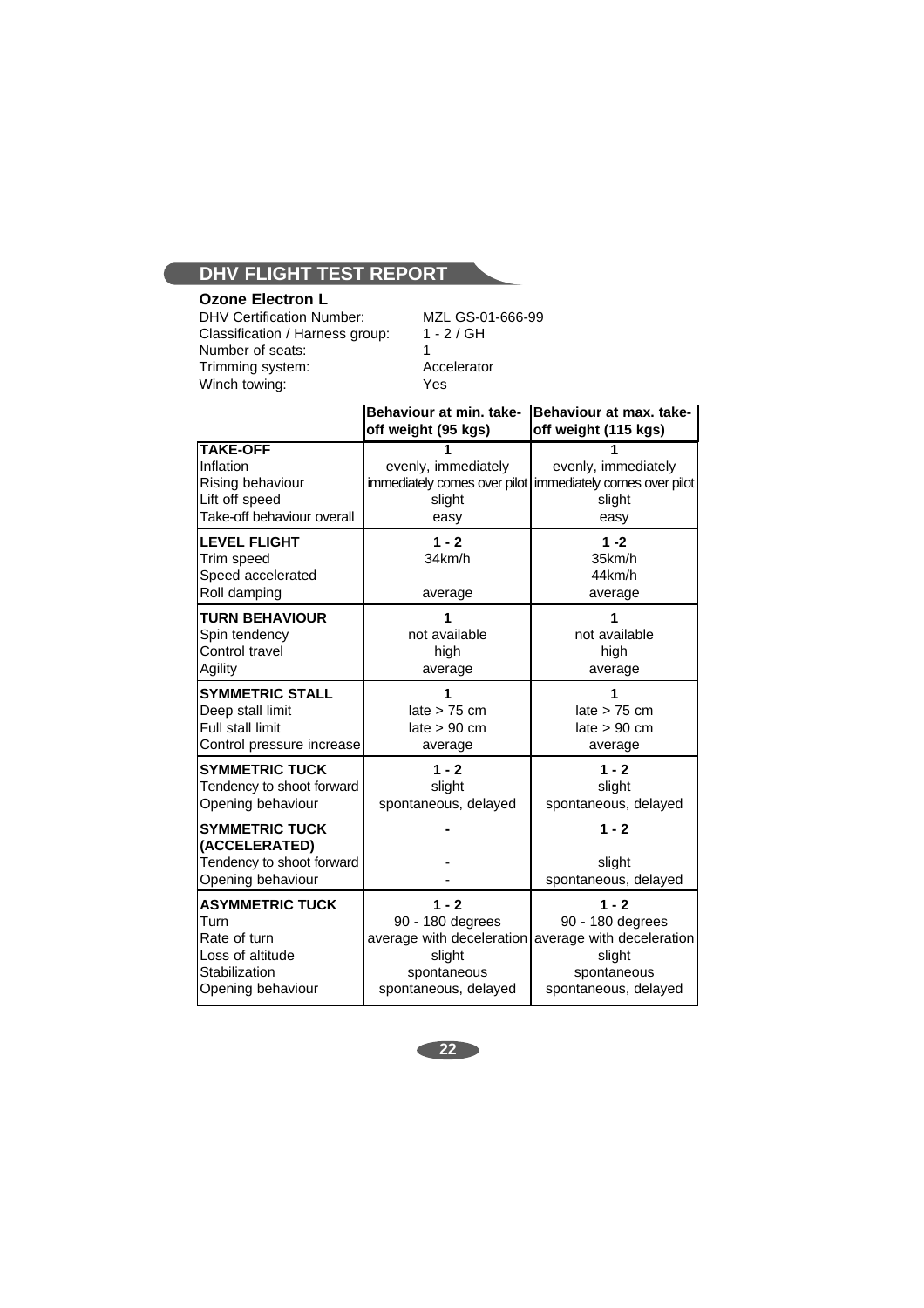## DHV FLIGHT TEST REPORT

**Ozone Electron L**

DHV Certification Number: MZL GS-01-666-99
Classification / Harness group: 1 - 2 / GH
Number of seats: 1
Trimming system: Accelerator
Winch towing: Yes

| | Behaviour at min. take-off weight (95 kgs) | Behaviour at max. take-off weight (115 kgs) |
|---|---|---|
| **TAKE-OFF** | **1** | **1** |
| Inflation | evenly, immediately | evenly, immediately |
| Rising behaviour | immediately comes over pilot | immediately comes over pilot |
| Lift off speed | slight | slight |
| Take-off behaviour overall | easy | easy |
| **LEVEL FLIGHT** | **1 - 2** | **1 -2** |
| Trim speed | 34km/h | 35km/h |
| Speed accelerated | | 44km/h |
| Roll damping | average | average |
| **TURN BEHAVIOUR** | **1** | **1** |
| Spin tendency | not available | not available |
| Control travel | high | high |
| Agility | average | average |
| **SYMMETRIC STALL** | **1** | **1** |
| Deep stall limit | late > 75 cm | late > 75 cm |
| Full stall limit | late > 90 cm | late > 90 cm |
| Control pressure increase | average | average |
| **SYMMETRIC TUCK** | **1 - 2** | **1 - 2** |
| Tendency to shoot forward | slight | slight |
| Opening behaviour | spontaneous, delayed | spontaneous, delayed |
| **SYMMETRIC TUCK (ACCELERATED)** | **-** | **1 - 2** |
| Tendency to shoot forward | - | slight |
| Opening behaviour | - | spontaneous, delayed |
| **ASYMMETRIC TUCK** | **1 - 2** | **1 - 2** |
| Turn | 90 - 180 degrees | 90 - 180 degrees |
| Rate of turn | average with deceleration | average with deceleration |
| Loss of altitude | slight | slight |
| Stabilization | spontaneous | spontaneous |
| Opening behaviour | spontaneous, delayed | spontaneous, delayed |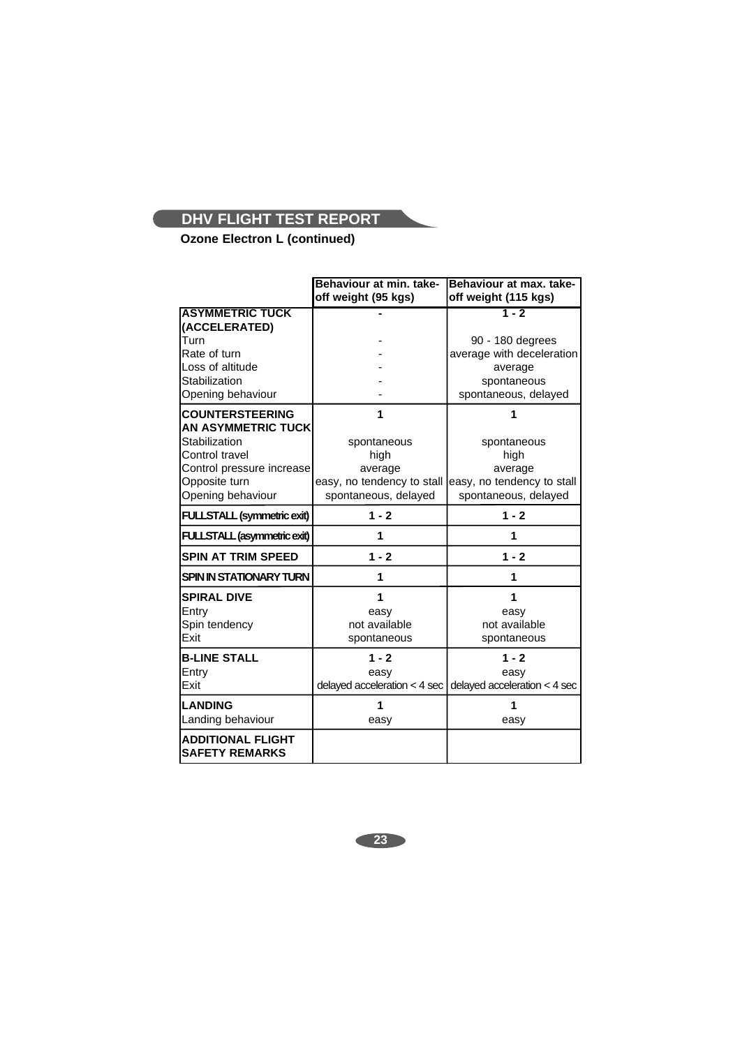## DHV FLIGHT TEST REPORT

**Ozone Electron L (continued)**

| | Behaviour at min. take-off weight (95 kgs) | Behaviour at max. take-off weight (115 kgs) |
|---|---|---|
| **ASYMMETRIC TUCK (ACCELERATED)** | **-** | **1 - 2** |
| Turn | - | 90 - 180 degrees |
| Rate of turn | - | average with deceleration |
| Loss of altitude | - | average |
| Stabilization | - | spontaneous |
| Opening behaviour | - | spontaneous, delayed |
| **COUNTERSTEERING AN ASYMMETRIC TUCK** | **1** | **1** |
| Stabilization | spontaneous | spontaneous |
| Control travel | high | high |
| Control pressure increase | average | average |
| Opposite turn | easy, no tendency to stall | easy, no tendency to stall |
| Opening behaviour | spontaneous, delayed | spontaneous, delayed |
| **FULLSTALL (symmetric exit)** | **1 - 2** | **1 - 2** |
| **FULLSTALL (asymmetric exit)** | **1** | **1** |
| **SPIN AT TRIM SPEED** | **1 - 2** | **1 - 2** |
| **SPIN IN STATIONARY TURN** | **1** | **1** |
| **SPIRAL DIVE** | **1** | **1** |
| Entry | easy | easy |
| Spin tendency | not available | not available |
| Exit | spontaneous | spontaneous |
| **B-LINE STALL** | **1 - 2** | **1 - 2** |
| Entry | easy | easy |
| Exit | delayed acceleration < 4 sec | delayed acceleration < 4 sec |
| **LANDING** | **1** | **1** |
| Landing behaviour | easy | easy |
| **ADDITIONAL FLIGHT SAFETY REMARKS** | | |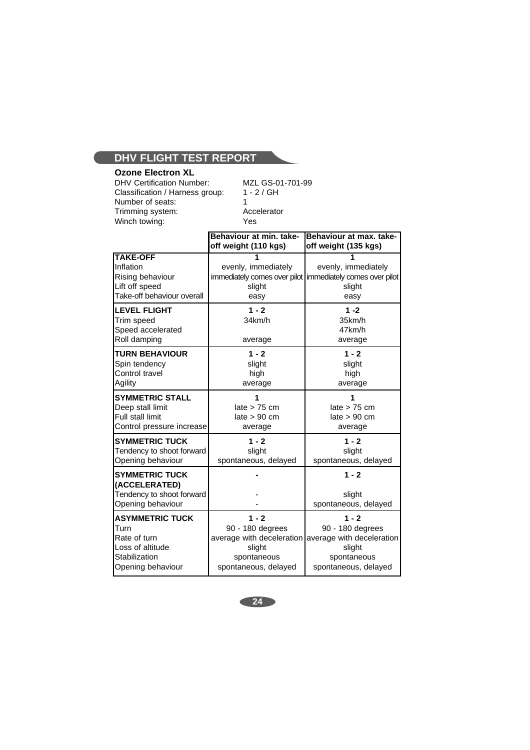## DHV FLIGHT TEST REPORT

**Ozone Electron XL**

DHV Certification Number: MZL GS-01-701-99
Classification / Harness group: 1 - 2 / GH
Number of seats: 1
Trimming system: Accelerator
Winch towing: Yes

| | Behaviour at min. take-off weight (110 kgs) | Behaviour at max. take-off weight (135 kgs) |
|---|---|---|
| **TAKE-OFF** | **1** | **1** |
| Inflation | evenly, immediately | evenly, immediately |
| Rising behaviour | immediately comes over pilot | immediately comes over pilot |
| Lift off speed | slight | slight |
| Take-off behaviour overall | easy | easy |
| **LEVEL FLIGHT** | **1 - 2** | **1 -2** |
| Trim speed | 34km/h | 35km/h |
| Speed accelerated | | 47km/h |
| Roll damping | average | average |
| **TURN BEHAVIOUR** | **1 - 2** | **1 - 2** |
| Spin tendency | slight | slight |
| Control travel | high | high |
| Agility | average | average |
| **SYMMETRIC STALL** | **1** | **1** |
| Deep stall limit | late > 75 cm | late > 75 cm |
| Full stall limit | late > 90 cm | late > 90 cm |
| Control pressure increase | average | average |
| **SYMMETRIC TUCK** | **1 - 2** | **1 - 2** |
| Tendency to shoot forward | slight | slight |
| Opening behaviour | spontaneous, delayed | spontaneous, delayed |
| **SYMMETRIC TUCK (ACCELERATED)** | **-** | **1 - 2** |
| Tendency to shoot forward | - | slight |
| Opening behaviour | - | spontaneous, delayed |
| **ASYMMETRIC TUCK** | **1 - 2** | **1 - 2** |
| Turn | 90 - 180 degrees | 90 - 180 degrees |
| Rate of turn | average with deceleration | average with deceleration |
| Loss of altitude | slight | slight |
| Stabilization | spontaneous | spontaneous |
| Opening behaviour | spontaneous, delayed | spontaneous, delayed |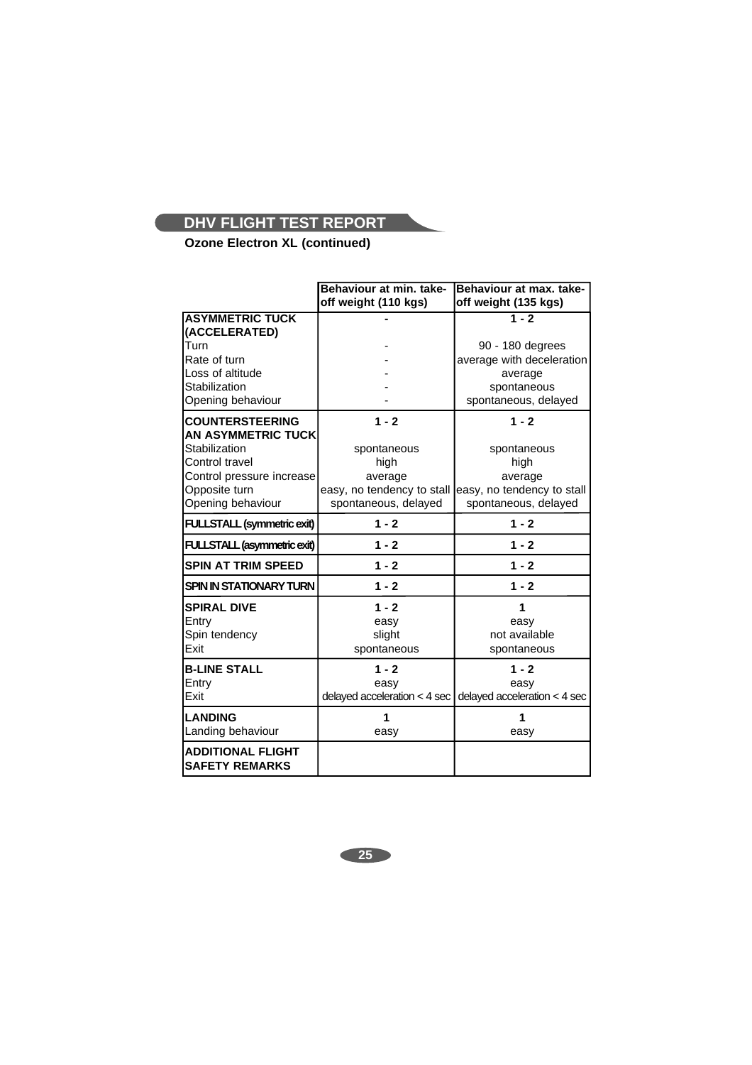## DHV FLIGHT TEST REPORT

**Ozone Electron XL (continued)**

| | Behaviour at min. take-off weight (110 kgs) | Behaviour at max. take-off weight (135 kgs) |
|---|---|---|
| **ASYMMETRIC TUCK (ACCELERATED)** | **-** | **1 - 2** |
| Turn | - | 90 - 180 degrees |
| Rate of turn | - | average with deceleration |
| Loss of altitude | - | average |
| Stabilization | - | spontaneous |
| Opening behaviour | - | spontaneous, delayed |
| **COUNTERSTEERING AN ASYMMETRIC TUCK** | **1 - 2** | **1 - 2** |
| Stabilization | spontaneous | spontaneous |
| Control travel | high | high |
| Control pressure increase | average | average |
| Opposite turn | easy, no tendency to stall | easy, no tendency to stall |
| Opening behaviour | spontaneous, delayed | spontaneous, delayed |
| **FULLSTALL (symmetric exit)** | **1 - 2** | **1 - 2** |
| **FULLSTALL (asymmetric exit)** | **1 - 2** | **1 - 2** |
| **SPIN AT TRIM SPEED** | **1 - 2** | **1 - 2** |
| **SPIN IN STATIONARY TURN** | **1 - 2** | **1 - 2** |
| **SPIRAL DIVE** | **1 - 2** | **1** |
| Entry | easy | easy |
| Spin tendency | slight | not available |
| Exit | spontaneous | spontaneous |
| **B-LINE STALL** | **1 - 2** | **1 - 2** |
| Entry | easy | easy |
| Exit | delayed acceleration < 4 sec | delayed acceleration < 4 sec |
| **LANDING** | **1** | **1** |
| Landing behaviour | easy | easy |
| **ADDITIONAL FLIGHT SAFETY REMARKS** | | |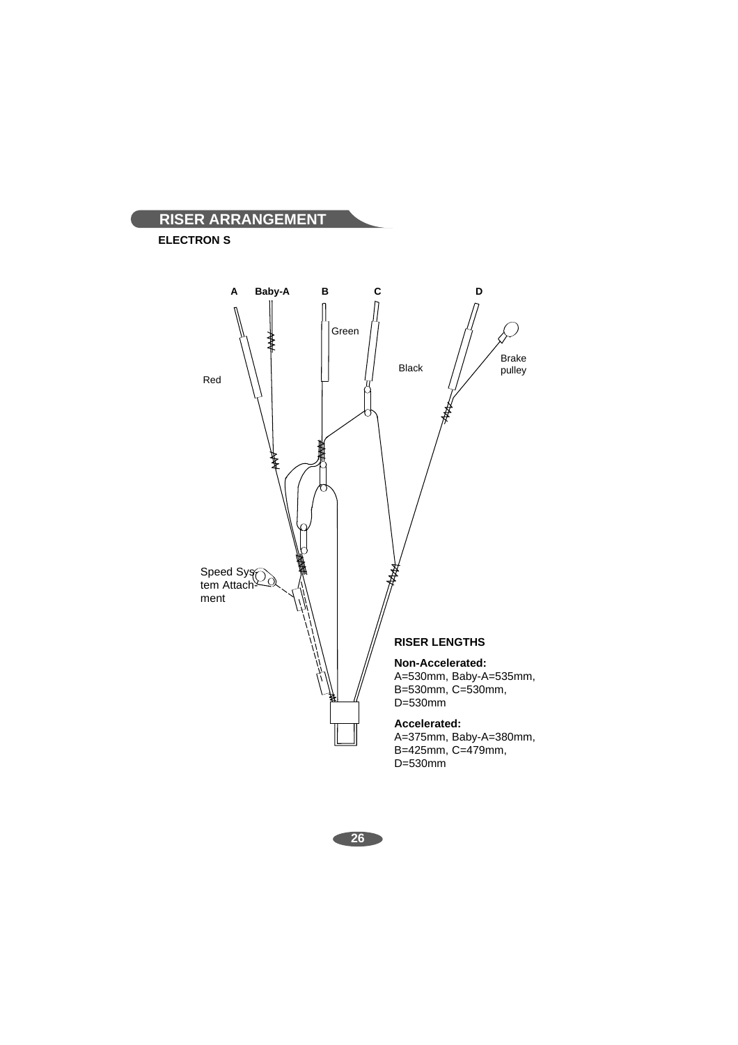## RISER ARRANGEMENT

**ELECTRON S**

A Baby-A B C D

Green

Black

Brake pulley

Red

Speed System Attachment

**RISER LENGTHS**

**Non-Accelerated:**
A=530mm, Baby-A=535mm, B=530mm, C=530mm, D=530mm

**Accelerated:**
A=375mm, Baby-A=380mm, B=425mm, C=479mm, D=530mm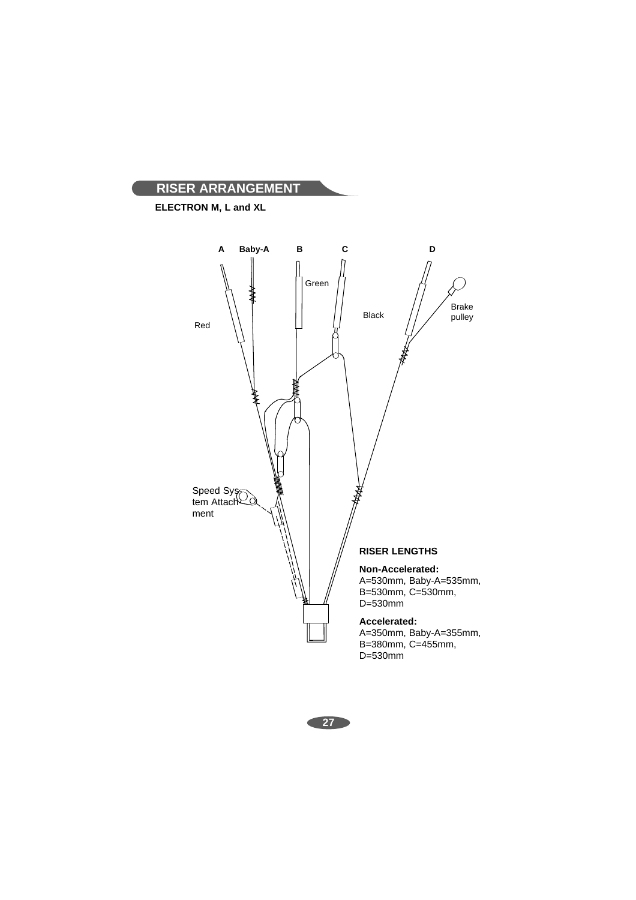## RISER ARRANGEMENT

**ELECTRON M, L and XL**

A Baby-A B C D

Green

Black

Brake pulley

Red

Speed System Attachment

**RISER LENGTHS**

**Non-Accelerated:**
A=530mm, Baby-A=535mm, B=530mm, C=530mm, D=530mm

**Accelerated:**
A=350mm, Baby-A=355mm, B=380mm, C=455mm, D=530mm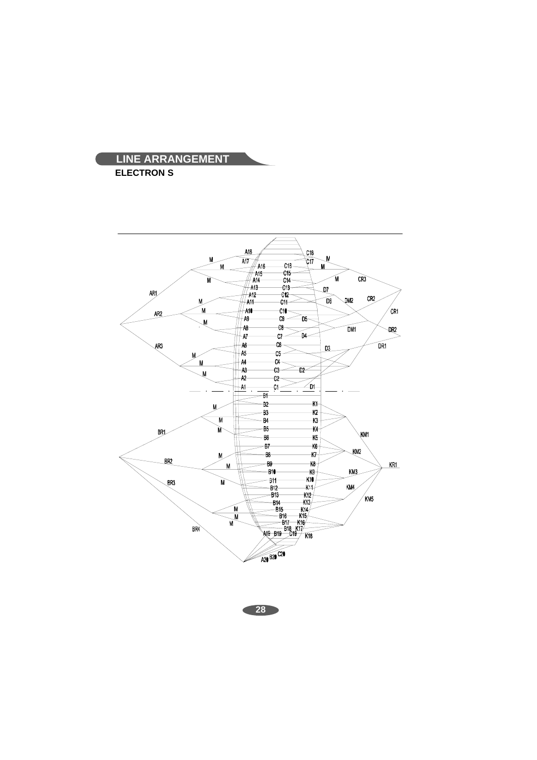# LINE ARRANGEMENT

**ELECTRON S**

A18 C18 M M A17 C17 M M A16 C16 M A15 C15 M A14 C14 M CR3 A13 C13 D7 AR1 A12 C12 CR2 M A11 C11 D6 DM2 M A10 C10 CR1 AR2 A9 C9 D5 M A8 C8 DM1 DR2 A7 C7 D4 AR3 A6 C6 DR1 D3 M A5 C5 M A4 C4 A3 C3 D2 M A2 C2 A1 C1 D1

B1 M B2 K1 B3 K2 M B4 K3 M B5 K4 BR1 KM1 B6 K5 B7 K6 M KM2 B8 K7 BR2 M B9 K8 KR1 B10 K9 KM3 BR3 M B11 K10 B12 K11 KM4 B13 K12 KM5 B14 K13 M B15 K14 M B16 K15 M B17 K16 BR4 B18 K17 A19 B19 C19 K18 C20 A20 B20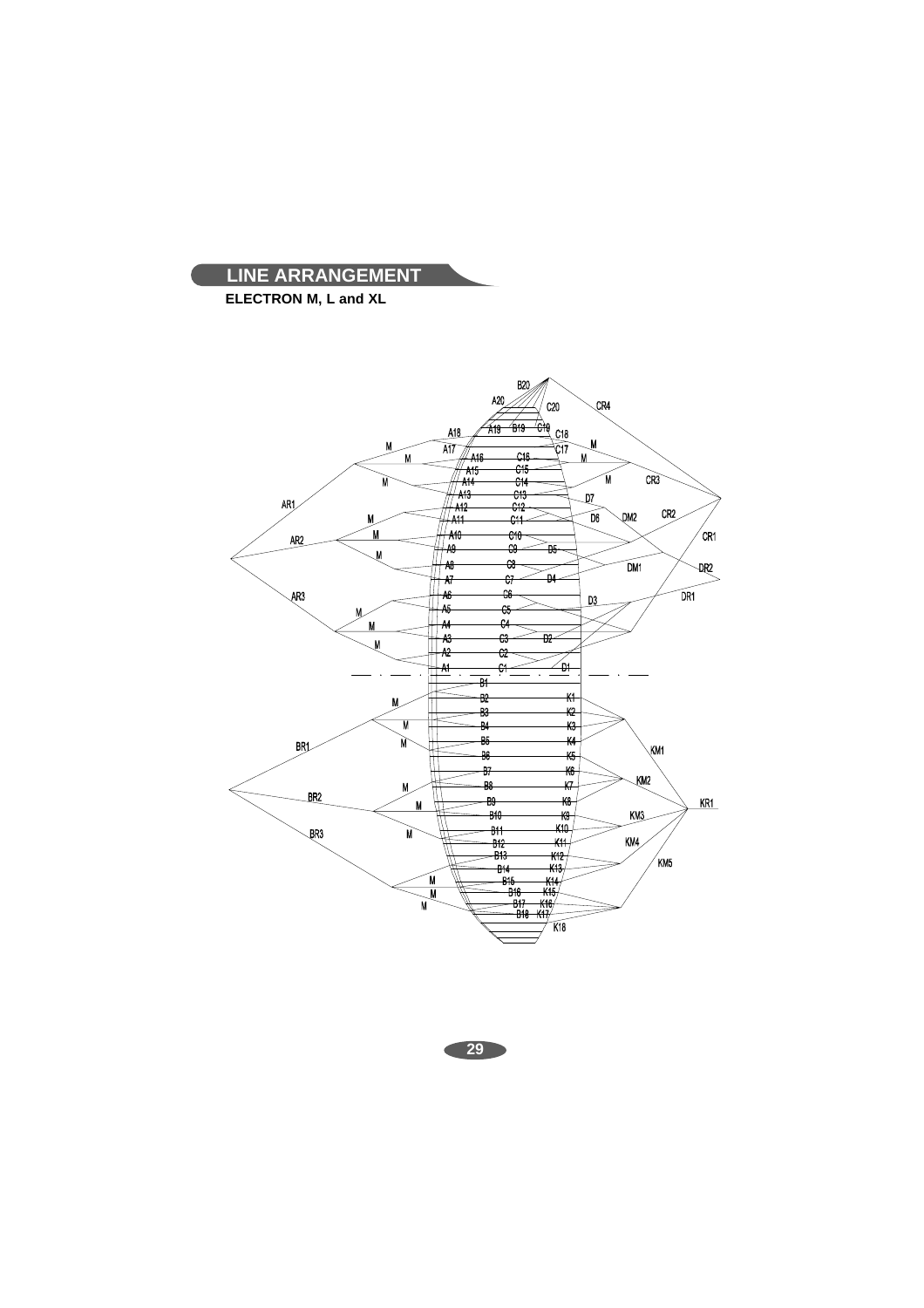## LINE ARRANGEMENT

**ELECTRON M, L and XL**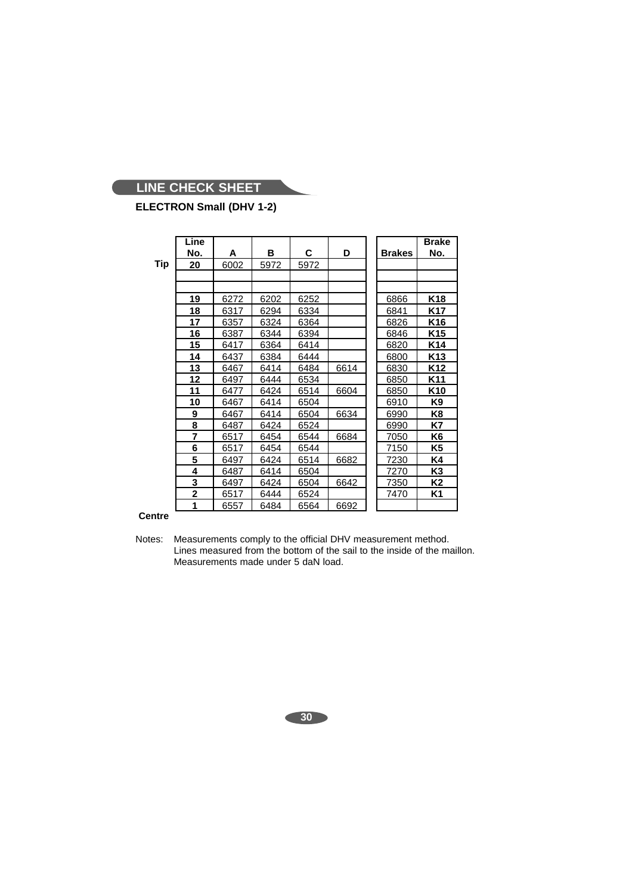## LINE CHECK SHEET

**ELECTRON Small (DHV 1-2)**

| | Line No. | A | B | C | D | Brakes | Brake No. |
|---|---|---|---|---|---|---|---|
| **Tip** | **20** | 6002 | 5972 | 5972 | | | |
| | | | | | | | |
| | | | | | | | |
| | **19** | 6272 | 6202 | 6252 | | 6866 | **K18** |
| | **18** | 6317 | 6294 | 6334 | | 6841 | **K17** |
| | **17** | 6357 | 6324 | 6364 | | 6826 | **K16** |
| | **16** | 6387 | 6344 | 6394 | | 6846 | **K15** |
| | **15** | 6417 | 6364 | 6414 | | 6820 | **K14** |
| | **14** | 6437 | 6384 | 6444 | | 6800 | **K13** |
| | **13** | 6467 | 6414 | 6484 | 6614 | 6830 | **K12** |
| | **12** | 6497 | 6444 | 6534 | | 6850 | **K11** |
| | **11** | 6477 | 6424 | 6514 | 6604 | 6850 | **K10** |
| | **10** | 6467 | 6414 | 6504 | | 6910 | **K9** |
| | **9** | 6467 | 6414 | 6504 | 6634 | 6990 | **K8** |
| | **8** | 6487 | 6424 | 6524 | | 6990 | **K7** |
| | **7** | 6517 | 6454 | 6544 | 6684 | 7050 | **K6** |
| | **6** | 6517 | 6454 | 6544 | | 7150 | **K5** |
| | **5** | 6497 | 6424 | 6514 | 6682 | 7230 | **K4** |
| | **4** | 6487 | 6414 | 6504 | | 7270 | **K3** |
| | **3** | 6497 | 6424 | 6504 | 6642 | 7350 | **K2** |
| | **2** | 6517 | 6444 | 6524 | | 7470 | **K1** |
| **Centre** | **1** | 6557 | 6484 | 6564 | 6692 | | |

Notes: Measurements comply to the official DHV measurement method.
Lines measured from the bottom of the sail to the inside of the maillon.
Measurements made under 5 daN load.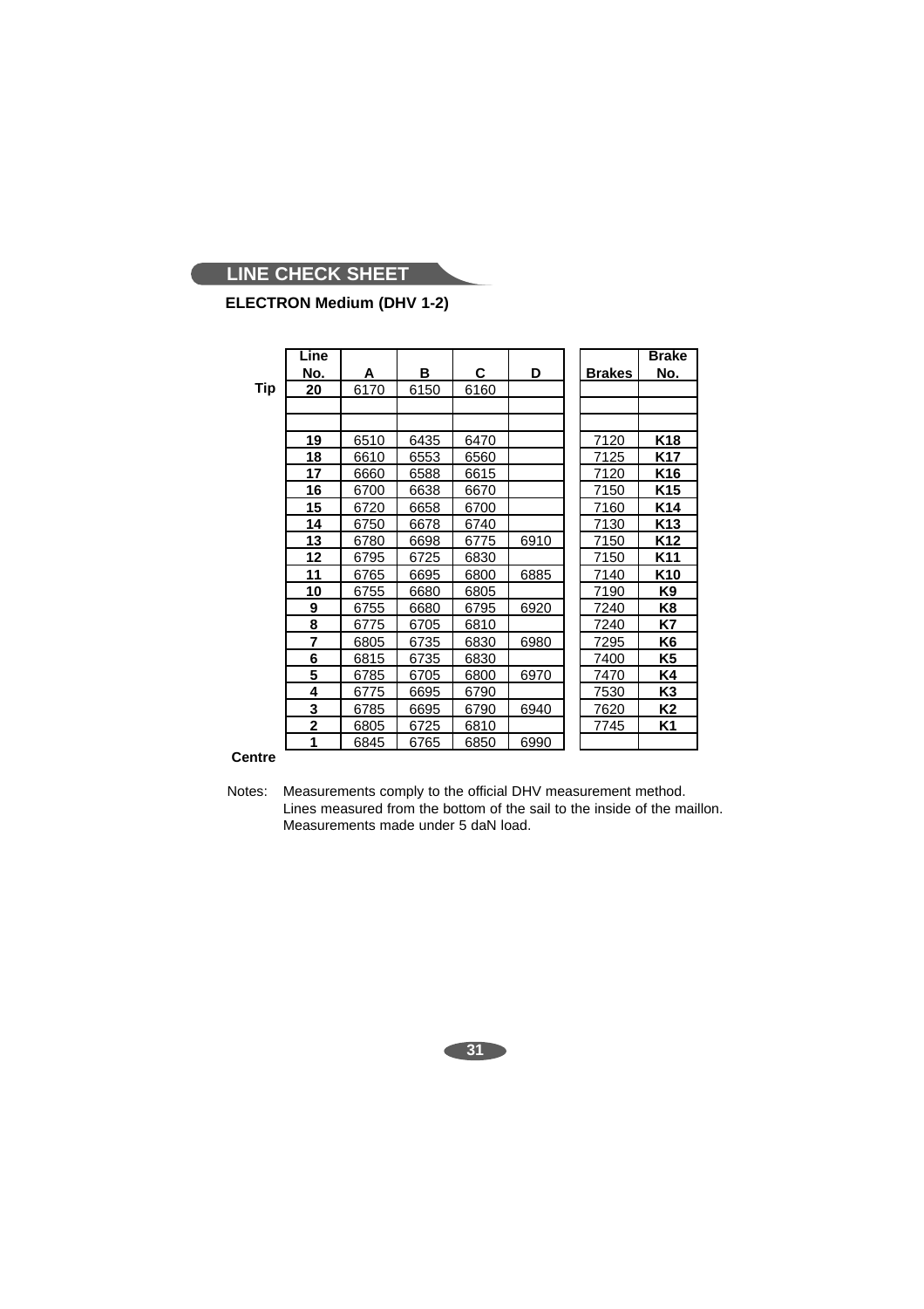## LINE CHECK SHEET

**ELECTRON Medium (DHV 1-2)**

| | Line No. | A | B | C | D | | Brakes | Brake No. |
|---|---|---|---|---|---|---|---|---|
| **Tip** | **20** | 6170 | 6150 | 6160 | | | | |
| | | | | | | | | |
| | | | | | | | | |
| | **19** | 6510 | 6435 | 6470 | | | 7120 | **K18** |
| | **18** | 6610 | 6553 | 6560 | | | 7125 | **K17** |
| | **17** | 6660 | 6588 | 6615 | | | 7120 | **K16** |
| | **16** | 6700 | 6638 | 6670 | | | 7150 | **K15** |
| | **15** | 6720 | 6658 | 6700 | | | 7160 | **K14** |
| | **14** | 6750 | 6678 | 6740 | | | 7130 | **K13** |
| | **13** | 6780 | 6698 | 6775 | 6910 | | 7150 | **K12** |
| | **12** | 6795 | 6725 | 6830 | | | 7150 | **K11** |
| | **11** | 6765 | 6695 | 6800 | 6885 | | 7140 | **K10** |
| | **10** | 6755 | 6680 | 6805 | | | 7190 | **K9** |
| | **9** | 6755 | 6680 | 6795 | 6920 | | 7240 | **K8** |
| | **8** | 6775 | 6705 | 6810 | | | 7240 | **K7** |
| | **7** | 6805 | 6735 | 6830 | 6980 | | 7295 | **K6** |
| | **6** | 6815 | 6735 | 6830 | | | 7400 | **K5** |
| | **5** | 6785 | 6705 | 6800 | 6970 | | 7470 | **K4** |
| | **4** | 6775 | 6695 | 6790 | | | 7530 | **K3** |
| | **3** | 6785 | 6695 | 6790 | 6940 | | 7620 | **K2** |
| | **2** | 6805 | 6725 | 6810 | | | 7745 | **K1** |
| | **1** | 6845 | 6765 | 6850 | 6990 | | | |
| **Centre** | | | | | | | | |

Notes: Measurements comply to the official DHV measurement method.
Lines measured from the bottom of the sail to the inside of the maillon.
Measurements made under 5 daN load.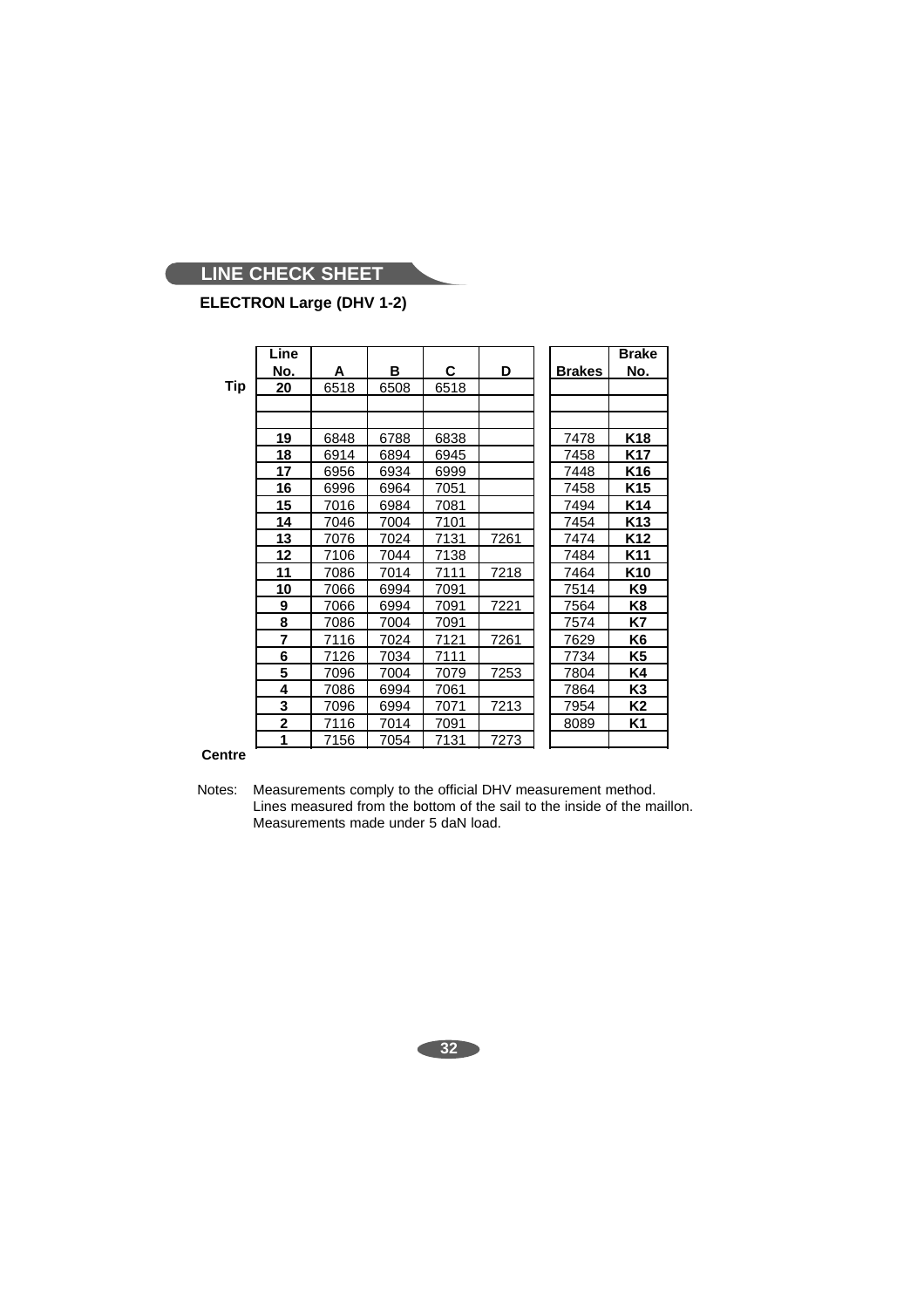## LINE CHECK SHEET

### ELECTRON Large (DHV 1-2)

| | Line No. | A | B | C | D | | Brakes | Brake No. |
|---|---|---|---|---|---|---|---|---|
| **Tip** | **20** | 6518 | 6508 | 6518 | | | | |
| | | | | | | | | |
| | | | | | | | | |
| | **19** | 6848 | 6788 | 6838 | | | 7478 | **K18** |
| | **18** | 6914 | 6894 | 6945 | | | 7458 | **K17** |
| | **17** | 6956 | 6934 | 6999 | | | 7448 | **K16** |
| | **16** | 6996 | 6964 | 7051 | | | 7458 | **K15** |
| | **15** | 7016 | 6984 | 7081 | | | 7494 | **K14** |
| | **14** | 7046 | 7004 | 7101 | | | 7454 | **K13** |
| | **13** | 7076 | 7024 | 7131 | 7261 | | 7474 | **K12** |
| | **12** | 7106 | 7044 | 7138 | | | 7484 | **K11** |
| | **11** | 7086 | 7014 | 7111 | 7218 | | 7464 | **K10** |
| | **10** | 7066 | 6994 | 7091 | | | 7514 | **K9** |
| | **9** | 7066 | 6994 | 7091 | 7221 | | 7564 | **K8** |
| | **8** | 7086 | 7004 | 7091 | | | 7574 | **K7** |
| | **7** | 7116 | 7024 | 7121 | 7261 | | 7629 | **K6** |
| | **6** | 7126 | 7034 | 7111 | | | 7734 | **K5** |
| | **5** | 7096 | 7004 | 7079 | 7253 | | 7804 | **K4** |
| | **4** | 7086 | 6994 | 7061 | | | 7864 | **K3** |
| | **3** | 7096 | 6994 | 7071 | 7213 | | 7954 | **K2** |
| | **2** | 7116 | 7014 | 7091 | | | 8089 | **K1** |
| **Centre** | **1** | 7156 | 7054 | 7131 | 7273 | | | |

Notes: Measurements comply to the official DHV measurement method.
Lines measured from the bottom of the sail to the inside of the maillon.
Measurements made under 5 daN load.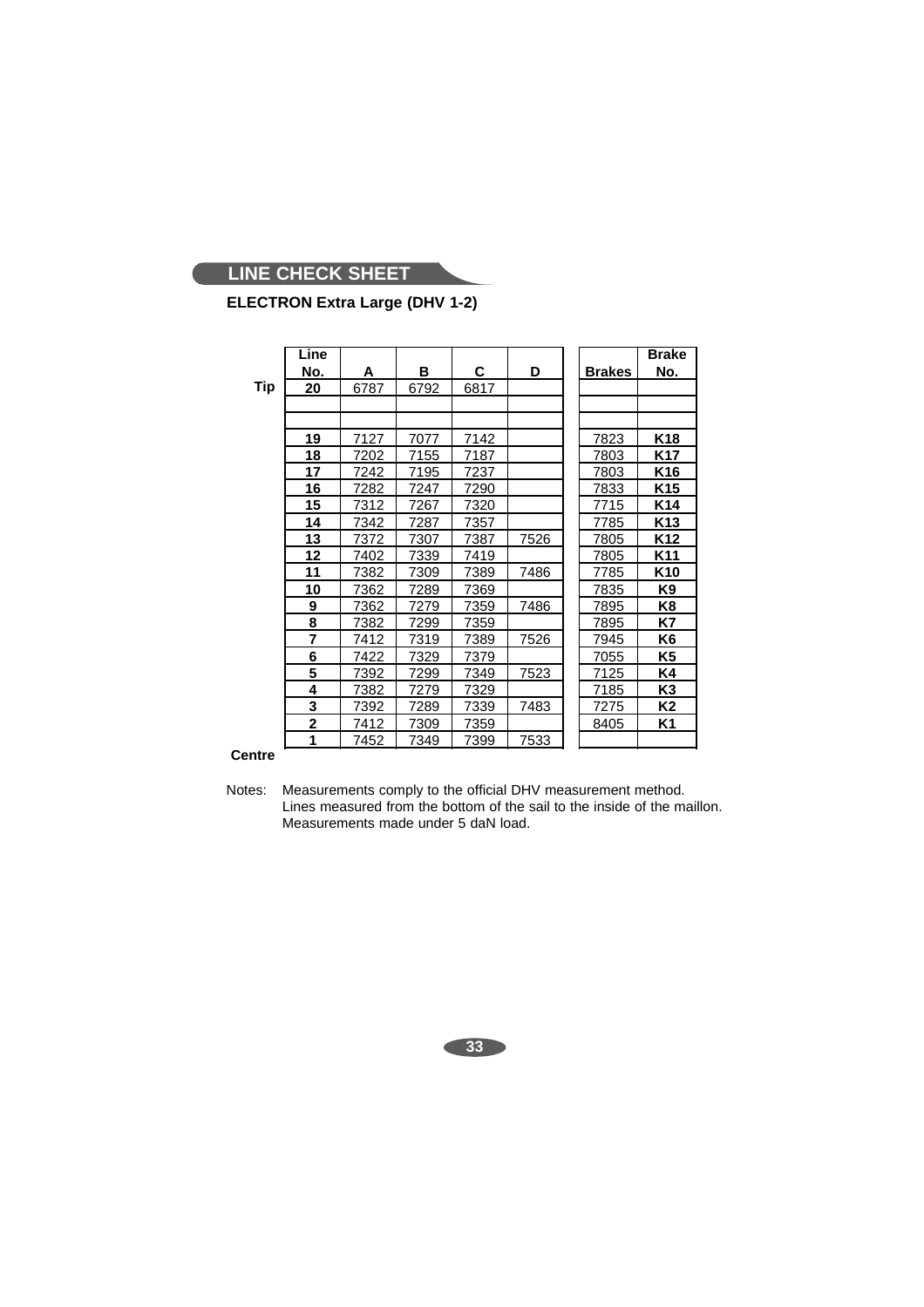## LINE CHECK SHEET

**ELECTRON Extra Large (DHV 1-2)**

| | Line No. | A | B | C | D | | Brakes | Brake No. |
|---|---|---|---|---|---|---|---|---|
| **Tip** | **20** | 6787 | 6792 | 6817 | | | | |
| | | | | | | | | |
| | | | | | | | | |
| | **19** | 7127 | 7077 | 7142 | | | 7823 | **K18** |
| | **18** | 7202 | 7155 | 7187 | | | 7803 | **K17** |
| | **17** | 7242 | 7195 | 7237 | | | 7803 | **K16** |
| | **16** | 7282 | 7247 | 7290 | | | 7833 | **K15** |
| | **15** | 7312 | 7267 | 7320 | | | 7715 | **K14** |
| | **14** | 7342 | 7287 | 7357 | | | 7785 | **K13** |
| | **13** | 7372 | 7307 | 7387 | 7526 | | 7805 | **K12** |
| | **12** | 7402 | 7339 | 7419 | | | 7805 | **K11** |
| | **11** | 7382 | 7309 | 7389 | 7486 | | 7785 | **K10** |
| | **10** | 7362 | 7289 | 7369 | | | 7835 | **K9** |
| | **9** | 7362 | 7279 | 7359 | 7486 | | 7895 | **K8** |
| | **8** | 7382 | 7299 | 7359 | | | 7895 | **K7** |
| | **7** | 7412 | 7319 | 7389 | 7526 | | 7945 | **K6** |
| | **6** | 7422 | 7329 | 7379 | | | 7055 | **K5** |
| | **5** | 7392 | 7299 | 7349 | 7523 | | 7125 | **K4** |
| | **4** | 7382 | 7279 | 7329 | | | 7185 | **K3** |
| | **3** | 7392 | 7289 | 7339 | 7483 | | 7275 | **K2** |
| | **2** | 7412 | 7309 | 7359 | | | 8405 | **K1** |
| **Centre** | **1** | 7452 | 7349 | 7399 | 7533 | | | |

Notes: Measurements comply to the official DHV measurement method.
Lines measured from the bottom of the sail to the inside of the maillon.
Measurements made under 5 daN load.